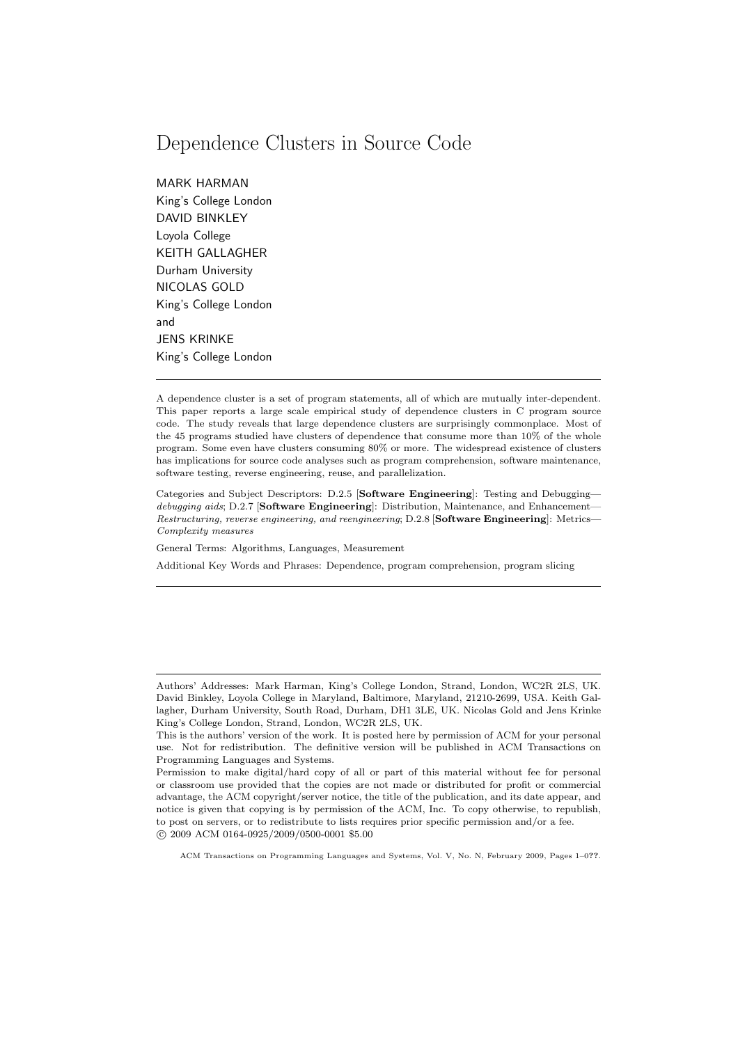# Dependence Clusters in Source Code

MARK HARMAN
King's College London
DAVID BINKLEY
Loyola College
KEITH GALLAGHER
Durham University
NICOLAS GOLD
King's College London
and
JENS KRINKE
King's College London

---

A dependence cluster is a set of program statements, all of which are mutually inter-dependent. This paper reports a large scale empirical study of dependence clusters in C program source code. The study reveals that large dependence clusters are surprisingly commonplace. Most of the 45 programs studied have clusters of dependence that consume more than 10% of the whole program. Some even have clusters consuming 80% or more. The widespread existence of clusters has implications for source code analyses such as program comprehension, software maintenance, software testing, reverse engineering, reuse, and parallelization.

Categories and Subject Descriptors: D.2.5 [**Software Engineering**]: Testing and Debugging—*debugging aids*; D.2.7 [**Software Engineering**]: Distribution, Maintenance, and Enhancement—*Restructuring, reverse engineering, and reengineering*; D.2.8 [**Software Engineering**]: Metrics—*Complexity measures*

General Terms: Algorithms, Languages, Measurement

Additional Key Words and Phrases: Dependence, program comprehension, program slicing

---

Authors' Addresses: Mark Harman, King's College London, Strand, London, WC2R 2LS, UK. David Binkley, Loyola College in Maryland, Baltimore, Maryland, 21210-2699, USA. Keith Gallagher, Durham University, South Road, Durham, DH1 3LE, UK. Nicolas Gold and Jens Krinke King's College London, Strand, London, WC2R 2LS, UK.
This is the authors' version of the work. It is posted here by permission of ACM for your personal use. Not for redistribution. The definitive version will be published in ACM Transactions on Programming Languages and Systems.
Permission to make digital/hard copy of all or part of this material without fee for personal or classroom use provided that the copies are not made or distributed for profit or commercial advantage, the ACM copyright/server notice, the title of the publication, and its date appear, and notice is given that copying is by permission of the ACM, Inc. To copy otherwise, to republish, to post on servers, or to redistribute to lists requires prior specific permission and/or a fee.
© 2009 ACM 0164-0925/2009/0500-0001 $5.00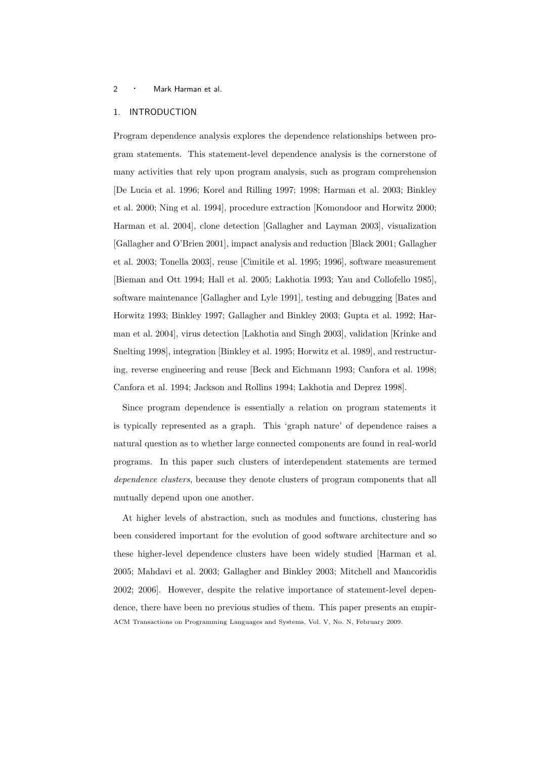## 1. INTRODUCTION

Program dependence analysis explores the dependence relationships between program statements. This statement-level dependence analysis is the cornerstone of many activities that rely upon program analysis, such as program comprehension [De Lucia et al. 1996; Korel and Rilling 1997; 1998; Harman et al. 2003; Binkley et al. 2000; Ning et al. 1994], procedure extraction [Komondoor and Horwitz 2000; Harman et al. 2004], clone detection [Gallagher and Layman 2003], visualization [Gallagher and O'Brien 2001], impact analysis and reduction [Black 2001; Gallagher et al. 2003; Tonella 2003], reuse [Cimitile et al. 1995; 1996], software measurement [Bieman and Ott 1994; Hall et al. 2005; Lakhotia 1993; Yau and Collofello 1985], software maintenance [Gallagher and Lyle 1991], testing and debugging [Bates and Horwitz 1993; Binkley 1997; Gallagher and Binkley 2003; Gupta et al. 1992; Harman et al. 2004], virus detection [Lakhotia and Singh 2003], validation [Krinke and Snelting 1998], integration [Binkley et al. 1995; Horwitz et al. 1989], and restructuring, reverse engineering and reuse [Beck and Eichmann 1993; Canfora et al. 1998; Canfora et al. 1994; Jackson and Rollins 1994; Lakhotia and Deprez 1998].

Since program dependence is essentially a relation on program statements it is typically represented as a graph. This 'graph nature' of dependence raises a natural question as to whether large connected components are found in real-world programs. In this paper such clusters of interdependent statements are termed *dependence clusters*, because they denote clusters of program components that all mutually depend upon one another.

At higher levels of abstraction, such as modules and functions, clustering has been considered important for the evolution of good software architecture and so these higher-level dependence clusters have been widely studied [Harman et al. 2005; Mahdavi et al. 2003; Gallagher and Binkley 2003; Mitchell and Mancoridis 2002; 2006]. However, despite the relative importance of statement-level dependence, there have been no previous studies of them. This paper presents an empir-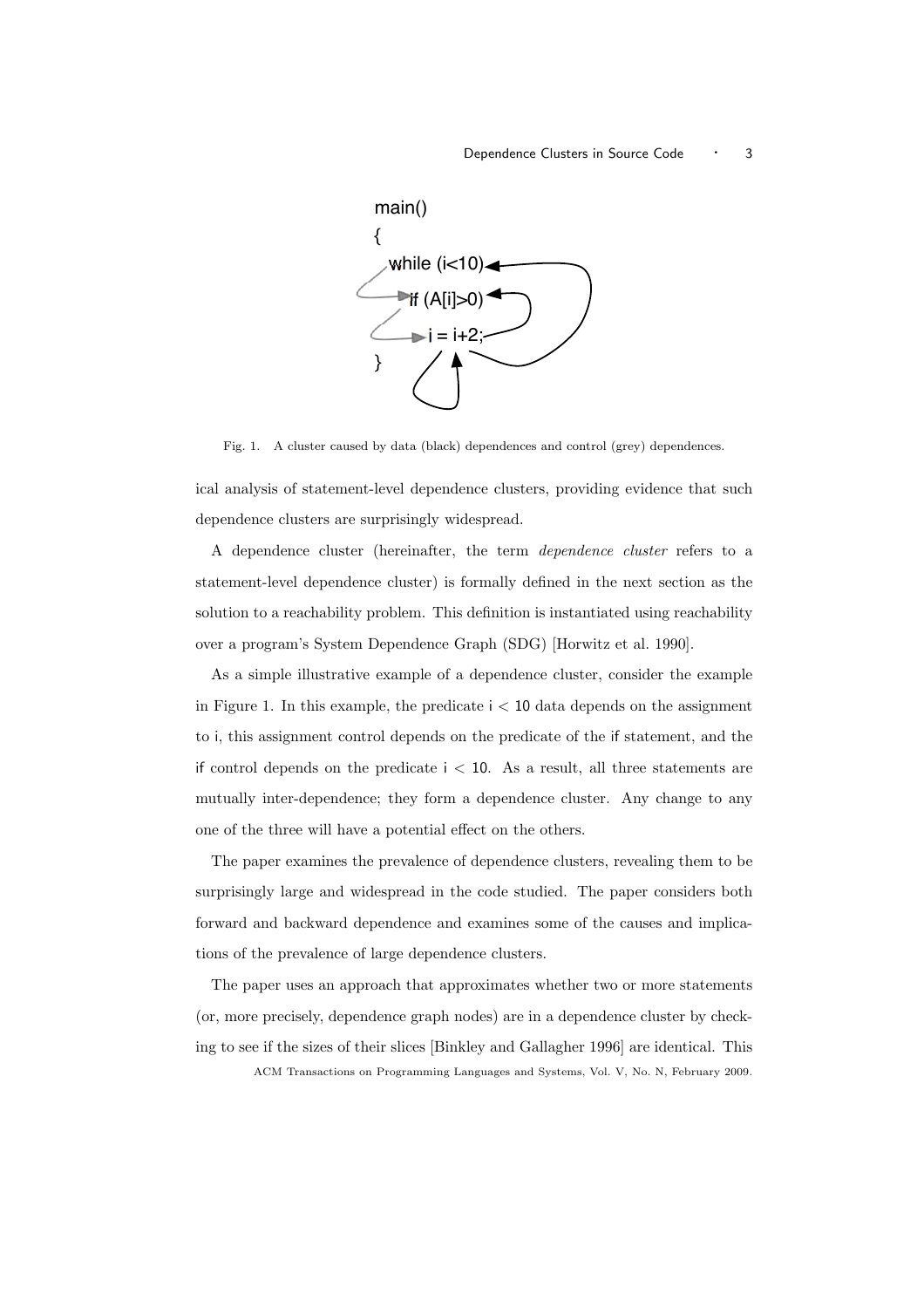```
main()
{
  while (i<10)
    if (A[i]>0)
      i = i+2;
}
```

Fig. 1. A cluster caused by data (black) dependences and control (grey) dependences.

ical analysis of statement-level dependence clusters, providing evidence that such dependence clusters are surprisingly widespread.

A dependence cluster (hereinafter, the term *dependence cluster* refers to a statement-level dependence cluster) is formally defined in the next section as the solution to a reachability problem. This definition is instantiated using reachability over a program's System Dependence Graph (SDG) [Horwitz et al. 1990].

As a simple illustrative example of a dependence cluster, consider the example in Figure 1. In this example, the predicate $\mathsf{i} < 10$ data depends on the assignment to i, this assignment control depends on the predicate of the if statement, and the if control depends on the predicate $\mathsf{i} < 10$. As a result, all three statements are mutually inter-dependence; they form a dependence cluster. Any change to any one of the three will have a potential effect on the others.

The paper examines the prevalence of dependence clusters, revealing them to be surprisingly large and widespread in the code studied. The paper considers both forward and backward dependence and examines some of the causes and implications of the prevalence of large dependence clusters.

The paper uses an approach that approximates whether two or more statements (or, more precisely, dependence graph nodes) are in a dependence cluster by checking to see if the sizes of their slices [Binkley and Gallagher 1996] are identical. This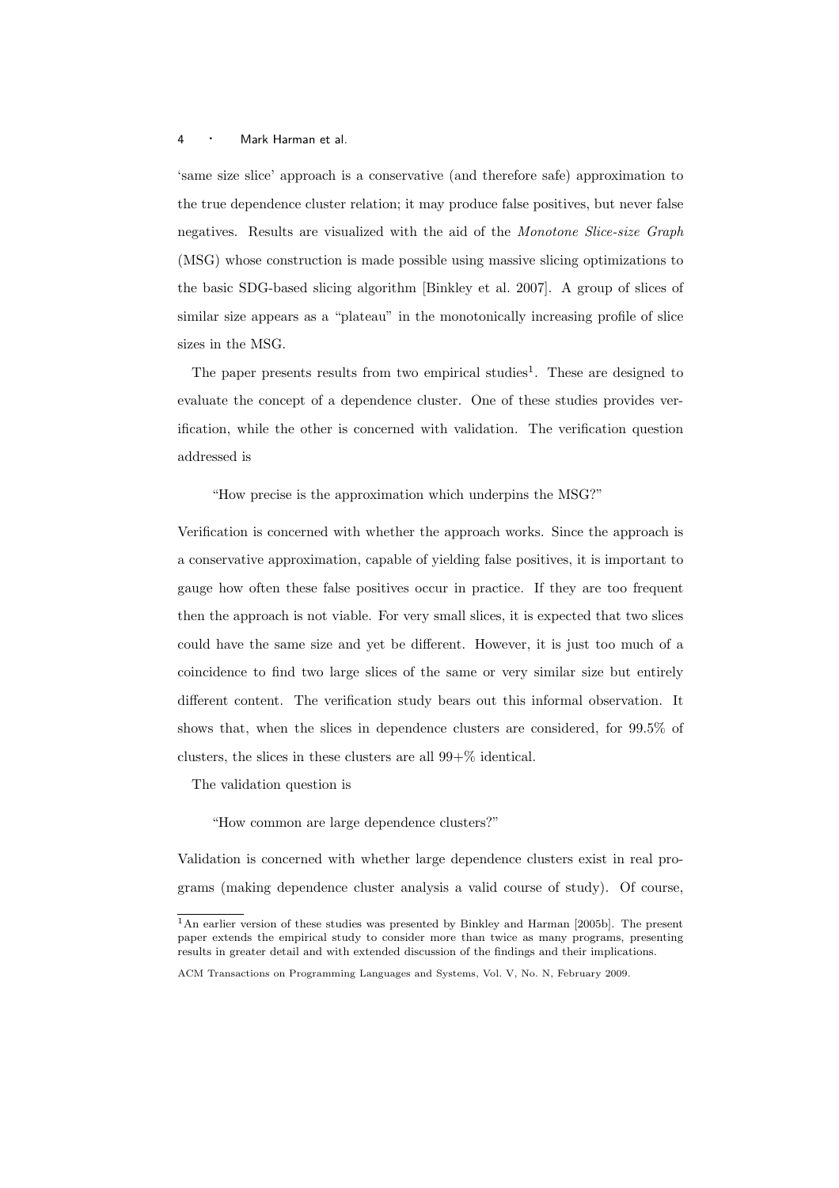'same size slice' approach is a conservative (and therefore safe) approximation to the true dependence cluster relation; it may produce false positives, but never false negatives. Results are visualized with the aid of the *Monotone Slice-size Graph* (MSG) whose construction is made possible using massive slicing optimizations to the basic SDG-based slicing algorithm [Binkley et al. 2007]. A group of slices of similar size appears as a "plateau" in the monotonically increasing profile of slice sizes in the MSG.

The paper presents results from two empirical studies[1]. These are designed to evaluate the concept of a dependence cluster. One of these studies provides verification, while the other is concerned with validation. The verification question addressed is

> "How precise is the approximation which underpins the MSG?"

Verification is concerned with whether the approach works. Since the approach is a conservative approximation, capable of yielding false positives, it is important to gauge how often these false positives occur in practice. If they are too frequent then the approach is not viable. For very small slices, it is expected that two slices could have the same size and yet be different. However, it is just too much of a coincidence to find two large slices of the same or very similar size but entirely different content. The verification study bears out this informal observation. It shows that, when the slices in dependence clusters are considered, for 99.5% of clusters, the slices in these clusters are all 99+% identical.

The validation question is

> "How common are large dependence clusters?"

Validation is concerned with whether large dependence clusters exist in real programs (making dependence cluster analysis a valid course of study). Of course,

[1] An earlier version of these studies was presented by Binkley and Harman [2005b]. The present paper extends the empirical study to consider more than twice as many programs, presenting results in greater detail and with extended discussion of the findings and their implications.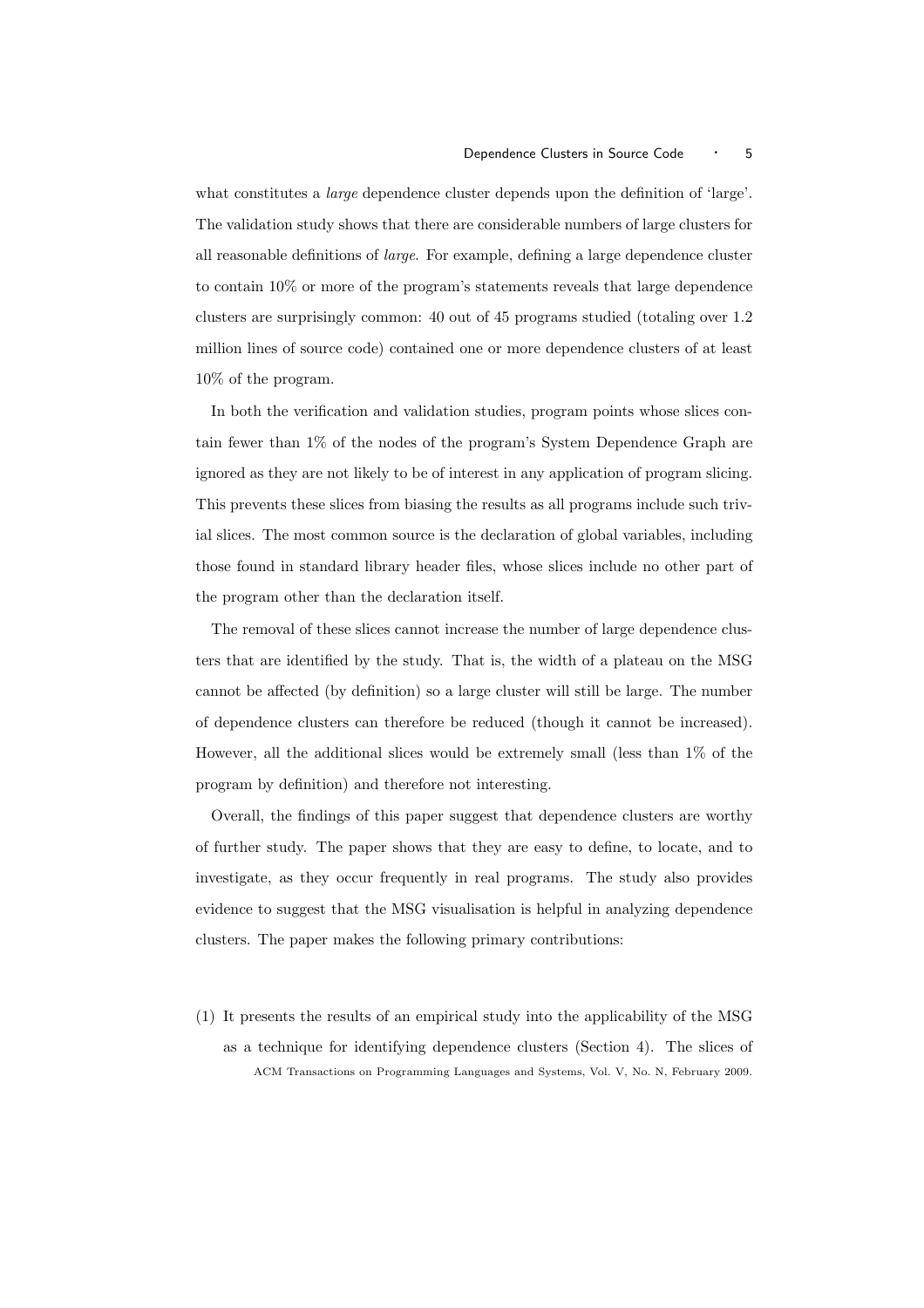what constitutes a *large* dependence cluster depends upon the definition of 'large'. The validation study shows that there are considerable numbers of large clusters for all reasonable definitions of *large*. For example, defining a large dependence cluster to contain 10% or more of the program's statements reveals that large dependence clusters are surprisingly common: 40 out of 45 programs studied (totaling over 1.2 million lines of source code) contained one or more dependence clusters of at least 10% of the program.

In both the verification and validation studies, program points whose slices contain fewer than 1% of the nodes of the program's System Dependence Graph are ignored as they are not likely to be of interest in any application of program slicing. This prevents these slices from biasing the results as all programs include such trivial slices. The most common source is the declaration of global variables, including those found in standard library header files, whose slices include no other part of the program other than the declaration itself.

The removal of these slices cannot increase the number of large dependence clusters that are identified by the study. That is, the width of a plateau on the MSG cannot be affected (by definition) so a large cluster will still be large. The number of dependence clusters can therefore be reduced (though it cannot be increased). However, all the additional slices would be extremely small (less than 1% of the program by definition) and therefore not interesting.

Overall, the findings of this paper suggest that dependence clusters are worthy of further study. The paper shows that they are easy to define, to locate, and to investigate, as they occur frequently in real programs. The study also provides evidence to suggest that the MSG visualisation is helpful in analyzing dependence clusters. The paper makes the following primary contributions:

(1) It presents the results of an empirical study into the applicability of the MSG as a technique for identifying dependence clusters (Section 4). The slices of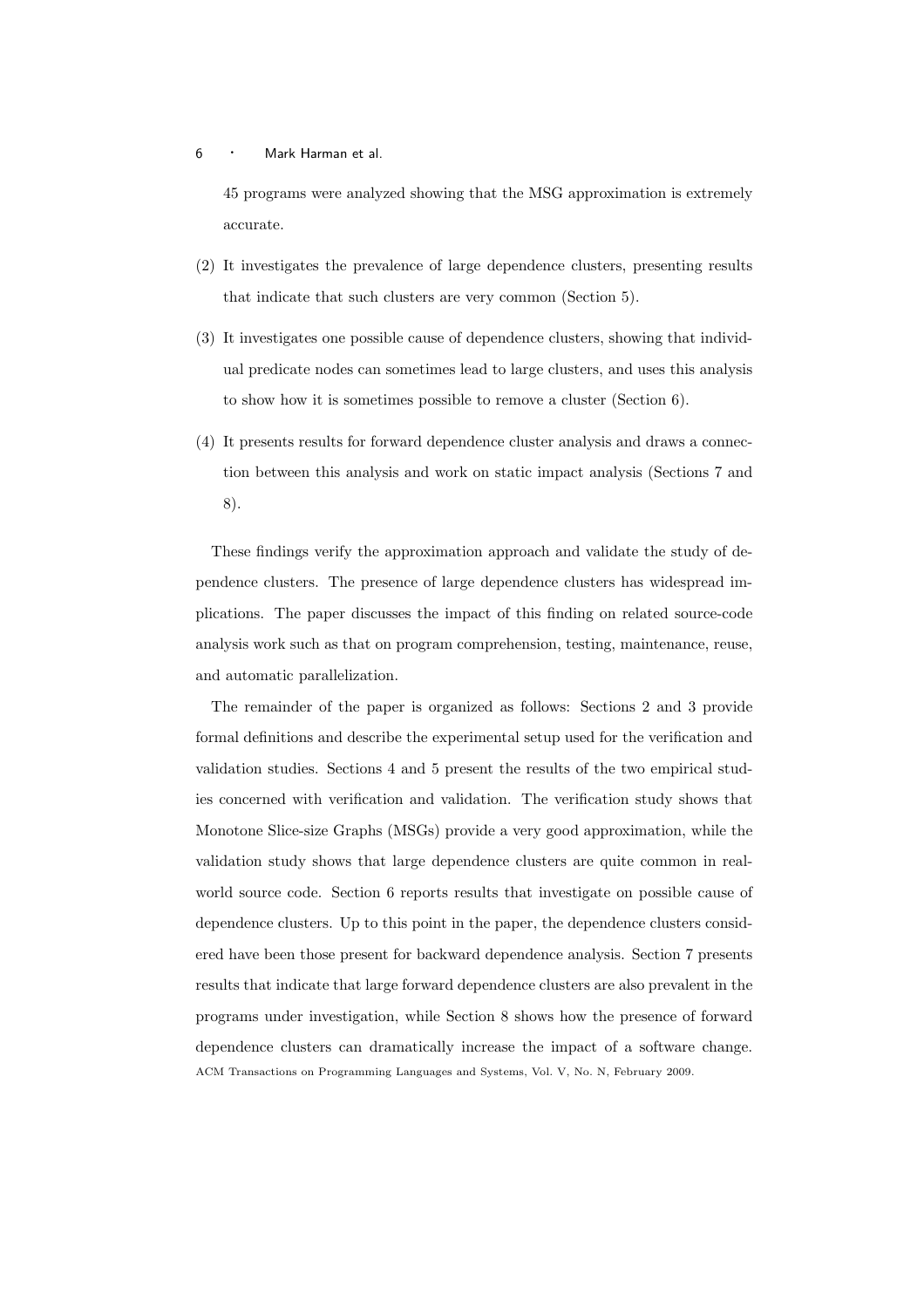45 programs were analyzed showing that the MSG approximation is extremely accurate.

(2) It investigates the prevalence of large dependence clusters, presenting results that indicate that such clusters are very common (Section 5).

(3) It investigates one possible cause of dependence clusters, showing that individual predicate nodes can sometimes lead to large clusters, and uses this analysis to show how it is sometimes possible to remove a cluster (Section 6).

(4) It presents results for forward dependence cluster analysis and draws a connection between this analysis and work on static impact analysis (Sections 7 and 8).

These findings verify the approximation approach and validate the study of dependence clusters. The presence of large dependence clusters has widespread implications. The paper discusses the impact of this finding on related source-code analysis work such as that on program comprehension, testing, maintenance, reuse, and automatic parallelization.

The remainder of the paper is organized as follows: Sections 2 and 3 provide formal definitions and describe the experimental setup used for the verification and validation studies. Sections 4 and 5 present the results of the two empirical studies concerned with verification and validation. The verification study shows that Monotone Slice-size Graphs (MSGs) provide a very good approximation, while the validation study shows that large dependence clusters are quite common in real-world source code. Section 6 reports results that investigate on possible cause of dependence clusters. Up to this point in the paper, the dependence clusters considered have been those present for backward dependence analysis. Section 7 presents results that indicate that large forward dependence clusters are also prevalent in the programs under investigation, while Section 8 shows how the presence of forward dependence clusters can dramatically increase the impact of a software change.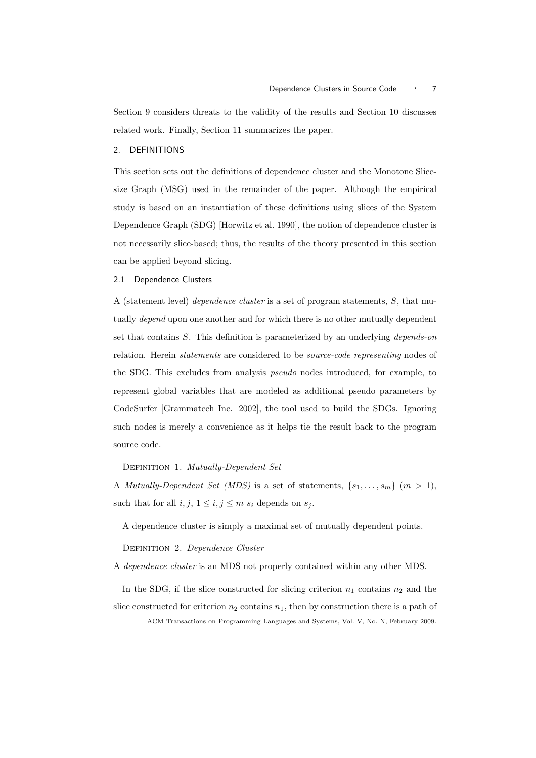Section 9 considers threats to the validity of the results and Section 10 discusses related work. Finally, Section 11 summarizes the paper.

## 2. DEFINITIONS

This section sets out the definitions of dependence cluster and the Monotone Slice-size Graph (MSG) used in the remainder of the paper. Although the empirical study is based on an instantiation of these definitions using slices of the System Dependence Graph (SDG) [Horwitz et al. 1990], the notion of dependence cluster is not necessarily slice-based; thus, the results of the theory presented in this section can be applied beyond slicing.

### 2.1 Dependence Clusters

A (statement level) *dependence cluster* is a set of program statements, $S$, that mutually *depend* upon one another and for which there is no other mutually dependent set that contains $S$. This definition is parameterized by an underlying *depends-on* relation. Herein *statements* are considered to be *source-code representing* nodes of the SDG. This excludes from analysis *pseudo* nodes introduced, for example, to represent global variables that are modeled as additional pseudo parameters by CodeSurfer [Grammatech Inc. 2002], the tool used to build the SDGs. Ignoring such nodes is merely a convenience as it helps tie the result back to the program source code.

Definition 1. *Mutually-Dependent Set*

A *Mutually-Dependent Set (MDS)* is a set of statements, $\{s_1, \ldots, s_m\}$ $(m > 1)$, such that for all $i, j$, $1 \leq i, j \leq m$ $s_i$ depends on $s_j$.

A dependence cluster is simply a maximal set of mutually dependent points.

Definition 2. *Dependence Cluster*

A *dependence cluster* is an MDS not properly contained within any other MDS.

In the SDG, if the slice constructed for slicing criterion $n_1$ contains $n_2$ and the slice constructed for criterion $n_2$ contains $n_1$, then by construction there is a path of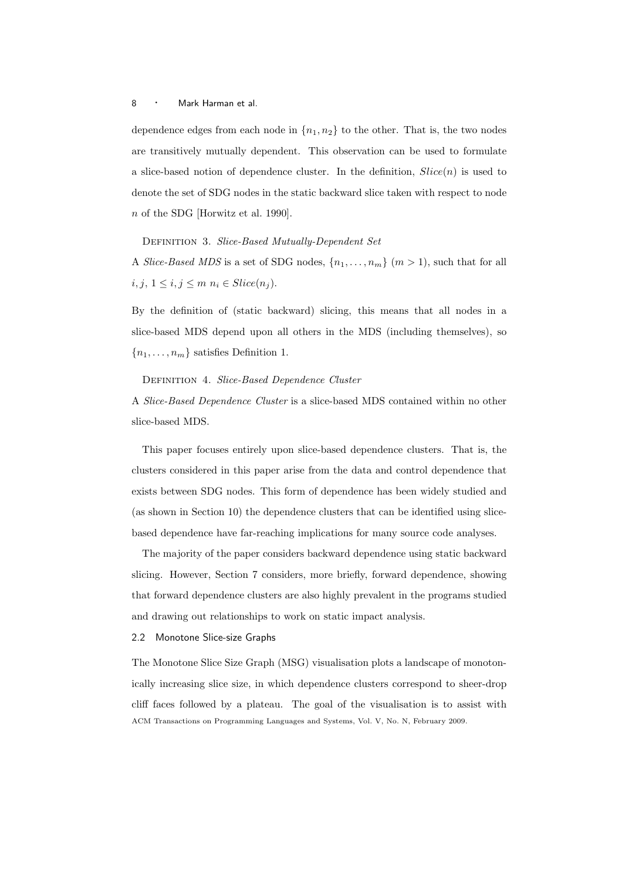dependence edges from each node in $\{n_1, n_2\}$ to the other. That is, the two nodes are transitively mutually dependent. This observation can be used to formulate a slice-based notion of dependence cluster. In the definition, $Slice(n)$ is used to denote the set of SDG nodes in the static backward slice taken with respect to node $n$ of the SDG [Horwitz et al. 1990].

Definition 3. *Slice-Based Mutually-Dependent Set*

A *Slice-Based MDS* is a set of SDG nodes, $\{n_1, \ldots, n_m\}$ $(m > 1)$, such that for all $i, j$, $1 \le i, j \le m$ $n_i \in Slice(n_j)$.

By the definition of (static backward) slicing, this means that all nodes in a slice-based MDS depend upon all others in the MDS (including themselves), so $\{n_1, \ldots, n_m\}$ satisfies Definition 1.

Definition 4. *Slice-Based Dependence Cluster*

A *Slice-Based Dependence Cluster* is a slice-based MDS contained within no other slice-based MDS.

This paper focuses entirely upon slice-based dependence clusters. That is, the clusters considered in this paper arise from the data and control dependence that exists between SDG nodes. This form of dependence has been widely studied and (as shown in Section 10) the dependence clusters that can be identified using slice-based dependence have far-reaching implications for many source code analyses.

The majority of the paper considers backward dependence using static backward slicing. However, Section 7 considers, more briefly, forward dependence, showing that forward dependence clusters are also highly prevalent in the programs studied and drawing out relationships to work on static impact analysis.

## 2.2 Monotone Slice-size Graphs

The Monotone Slice Size Graph (MSG) visualisation plots a landscape of monotonically increasing slice size, in which dependence clusters correspond to sheer-drop cliff faces followed by a plateau. The goal of the visualisation is to assist with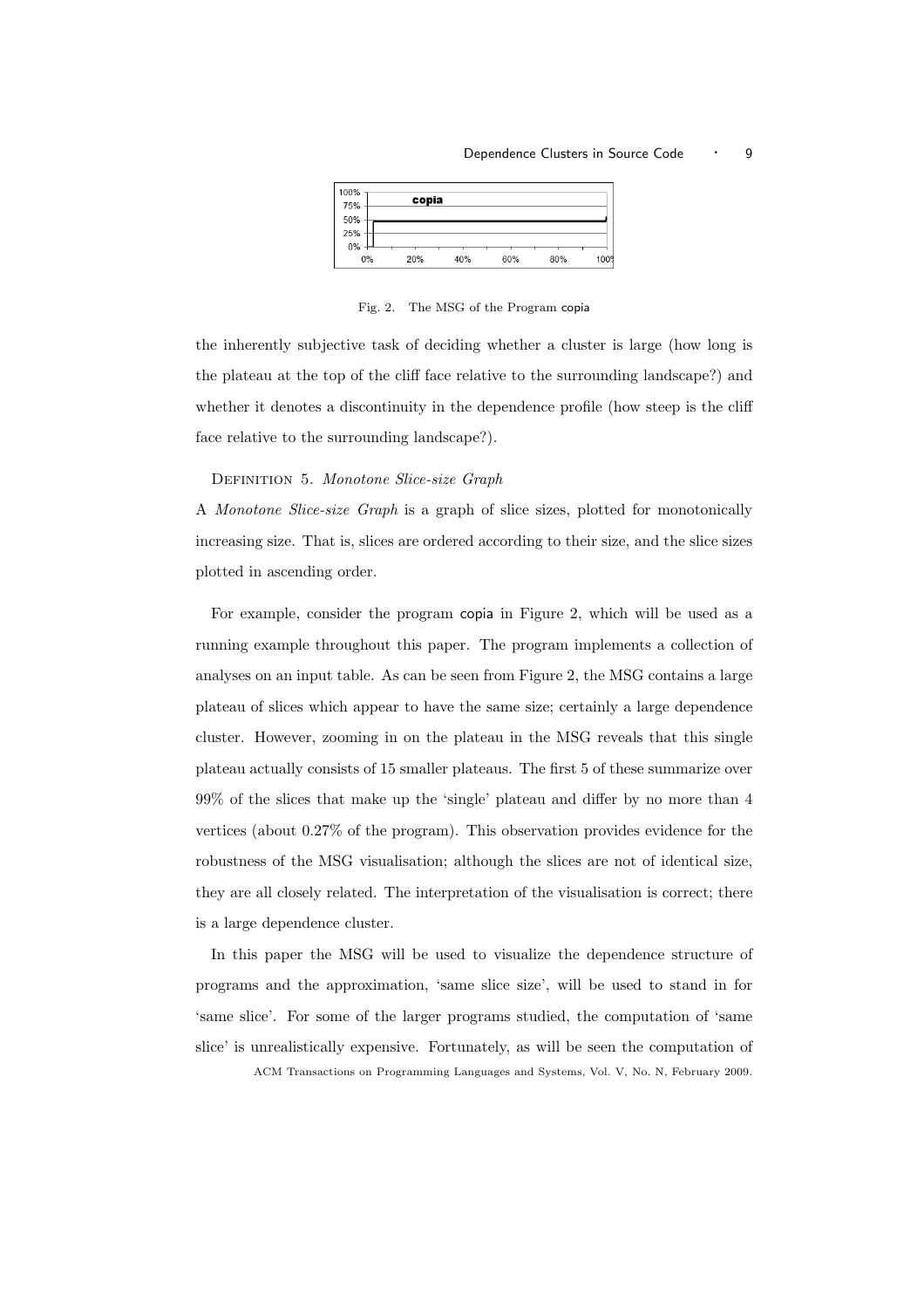Fig. 2. The MSG of the Program copia

the inherently subjective task of deciding whether a cluster is large (how long is the plateau at the top of the cliff face relative to the surrounding landscape?) and whether it denotes a discontinuity in the dependence profile (how steep is the cliff face relative to the surrounding landscape?).

Definition 5. *Monotone Slice-size Graph*

A *Monotone Slice-size Graph* is a graph of slice sizes, plotted for monotonically increasing size. That is, slices are ordered according to their size, and the slice sizes plotted in ascending order.

For example, consider the program copia in Figure 2, which will be used as a running example throughout this paper. The program implements a collection of analyses on an input table. As can be seen from Figure 2, the MSG contains a large plateau of slices which appear to have the same size; certainly a large dependence cluster. However, zooming in on the plateau in the MSG reveals that this single plateau actually consists of 15 smaller plateaus. The first 5 of these summarize over 99% of the slices that make up the 'single' plateau and differ by no more than 4 vertices (about 0.27% of the program). This observation provides evidence for the robustness of the MSG visualisation; although the slices are not of identical size, they are all closely related. The interpretation of the visualisation is correct; there is a large dependence cluster.

In this paper the MSG will be used to visualize the dependence structure of programs and the approximation, 'same slice size', will be used to stand in for 'same slice'. For some of the larger programs studied, the computation of 'same slice' is unrealistically expensive. Fortunately, as will be seen the computation of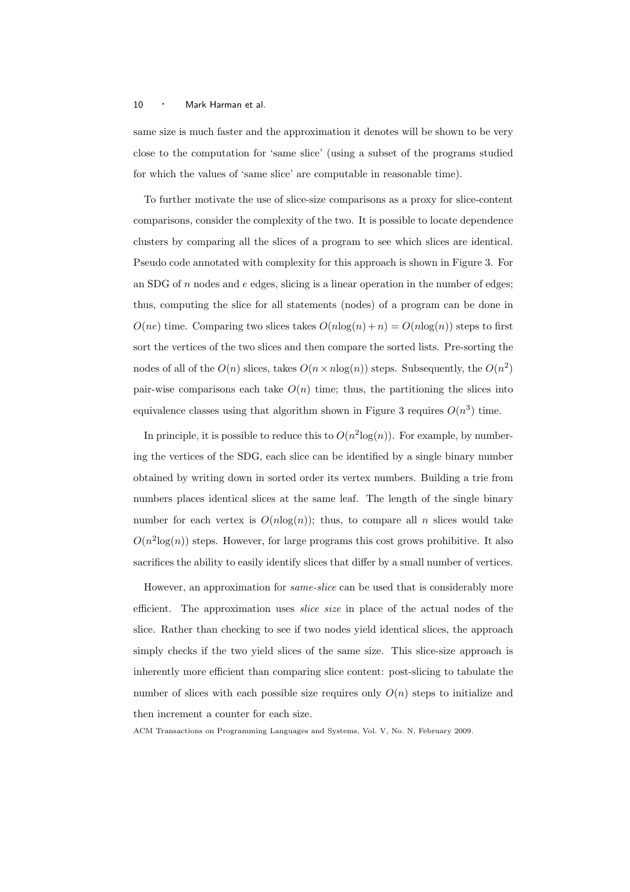same size is much faster and the approximation it denotes will be shown to be very close to the computation for 'same slice' (using a subset of the programs studied for which the values of 'same slice' are computable in reasonable time).

To further motivate the use of slice-size comparisons as a proxy for slice-content comparisons, consider the complexity of the two. It is possible to locate dependence clusters by comparing all the slices of a program to see which slices are identical. Pseudo code annotated with complexity for this approach is shown in Figure 3. For an SDG of $n$ nodes and $e$ edges, slicing is a linear operation in the number of edges; thus, computing the slice for all statements (nodes) of a program can be done in $O(ne)$ time. Comparing two slices takes $O(n\log(n) + n) = O(n\log(n))$ steps to first sort the vertices of the two slices and then compare the sorted lists. Pre-sorting the nodes of all of the $O(n)$ slices, takes $O(n \times n\log(n))$ steps. Subsequently, the $O(n^2)$ pair-wise comparisons each take $O(n)$ time; thus, the partitioning the slices into equivalence classes using that algorithm shown in Figure 3 requires $O(n^3)$ time.

In principle, it is possible to reduce this to $O(n^2\log(n))$. For example, by numbering the vertices of the SDG, each slice can be identified by a single binary number obtained by writing down in sorted order its vertex numbers. Building a trie from numbers places identical slices at the same leaf. The length of the single binary number for each vertex is $O(n\log(n))$; thus, to compare all $n$ slices would take $O(n^2\log(n))$ steps. However, for large programs this cost grows prohibitive. It also sacrifices the ability to easily identify slices that differ by a small number of vertices.

However, an approximation for *same-slice* can be used that is considerably more efficient. The approximation uses *slice size* in place of the actual nodes of the slice. Rather than checking to see if two nodes yield identical slices, the approach simply checks if the two yield slices of the same size. This slice-size approach is inherently more efficient than comparing slice content: post-slicing to tabulate the number of slices with each possible size requires only $O(n)$ steps to initialize and then increment a counter for each size.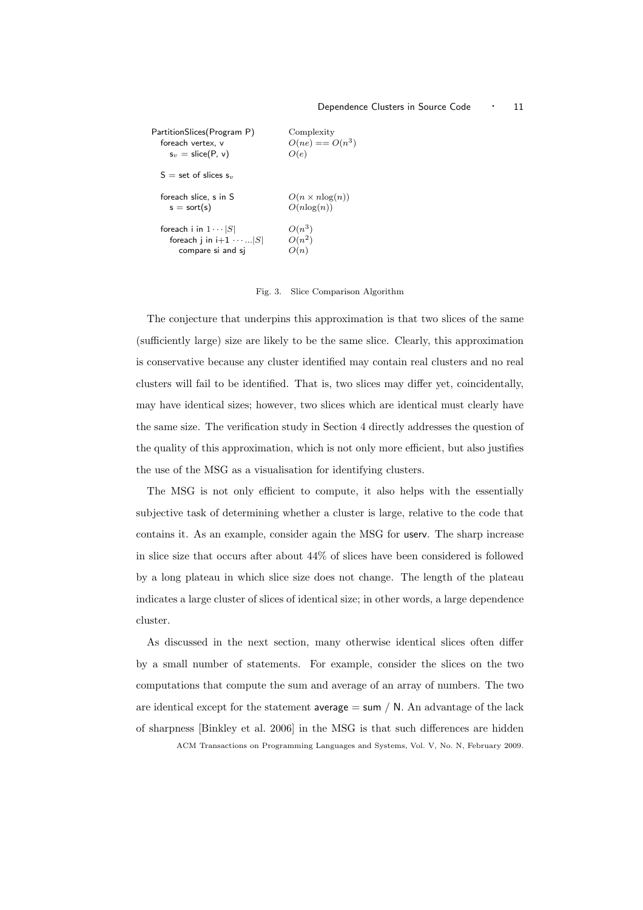| PartitionSlices(Program P) | Complexity |
|---|---|
| foreach vertex, v | $O(ne) == O(n^3)$ |
| $s_v$ = slice(P, v) | $O(e)$ |
| S = set of slices $s_v$ | |
| foreach slice, s in S | $O(n \times n\log(n))$ |
| s = sort(s) | $O(n\log(n))$ |
| foreach i in $1 \cdots |S|$ | $O(n^3)$ |
| foreach j in i+1 $\cdots ... |S|$ | $O(n^2)$ |
| compare si and sj | $O(n)$ |

Fig. 3. Slice Comparison Algorithm

The conjecture that underpins this approximation is that two slices of the same (sufficiently large) size are likely to be the same slice. Clearly, this approximation is conservative because any cluster identified may contain real clusters and no real clusters will fail to be identified. That is, two slices may differ yet, coincidentally, may have identical sizes; however, two slices which are identical must clearly have the same size. The verification study in Section 4 directly addresses the question of the quality of this approximation, which is not only more efficient, but also justifies the use of the MSG as a visualisation for identifying clusters.

The MSG is not only efficient to compute, it also helps with the essentially subjective task of determining whether a cluster is large, relative to the code that contains it. As an example, consider again the MSG for userv. The sharp increase in slice size that occurs after about 44% of slices have been considered is followed by a long plateau in which slice size does not change. The length of the plateau indicates a large cluster of slices of identical size; in other words, a large dependence cluster.

As discussed in the next section, many otherwise identical slices often differ by a small number of statements. For example, consider the slices on the two computations that compute the sum and average of an array of numbers. The two are identical except for the statement average = sum / N. An advantage of the lack of sharpness [Binkley et al. 2006] in the MSG is that such differences are hidden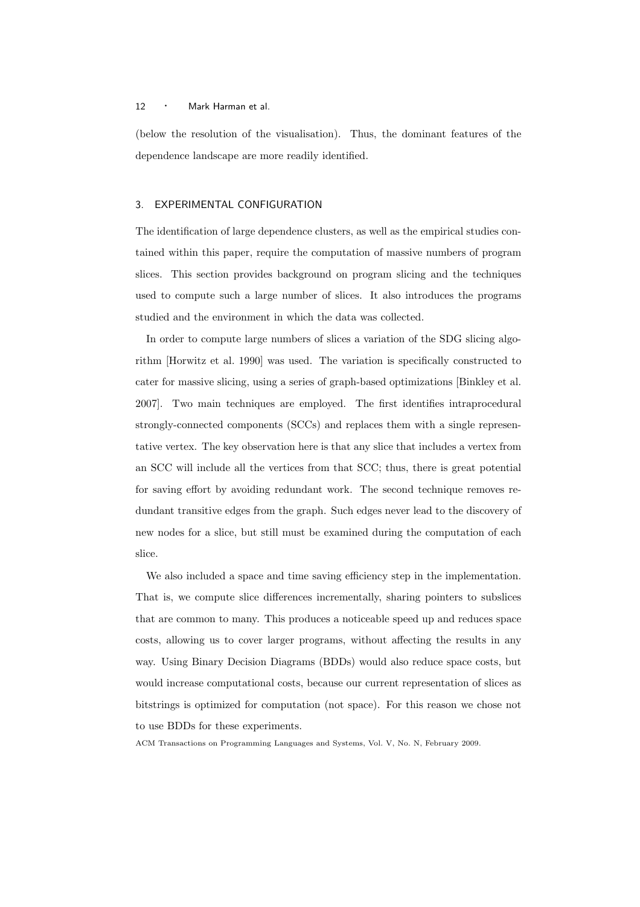(below the resolution of the visualisation). Thus, the dominant features of the dependence landscape are more readily identified.

## 3. EXPERIMENTAL CONFIGURATION

The identification of large dependence clusters, as well as the empirical studies contained within this paper, require the computation of massive numbers of program slices. This section provides background on program slicing and the techniques used to compute such a large number of slices. It also introduces the programs studied and the environment in which the data was collected.

In order to compute large numbers of slices a variation of the SDG slicing algorithm [Horwitz et al. 1990] was used. The variation is specifically constructed to cater for massive slicing, using a series of graph-based optimizations [Binkley et al. 2007]. Two main techniques are employed. The first identifies intraprocedural strongly-connected components (SCCs) and replaces them with a single representative vertex. The key observation here is that any slice that includes a vertex from an SCC will include all the vertices from that SCC; thus, there is great potential for saving effort by avoiding redundant work. The second technique removes redundant transitive edges from the graph. Such edges never lead to the discovery of new nodes for a slice, but still must be examined during the computation of each slice.

We also included a space and time saving efficiency step in the implementation. That is, we compute slice differences incrementally, sharing pointers to subslices that are common to many. This produces a noticeable speed up and reduces space costs, allowing us to cover larger programs, without affecting the results in any way. Using Binary Decision Diagrams (BDDs) would also reduce space costs, but would increase computational costs, because our current representation of slices as bitstrings is optimized for computation (not space). For this reason we chose not to use BDDs for these experiments.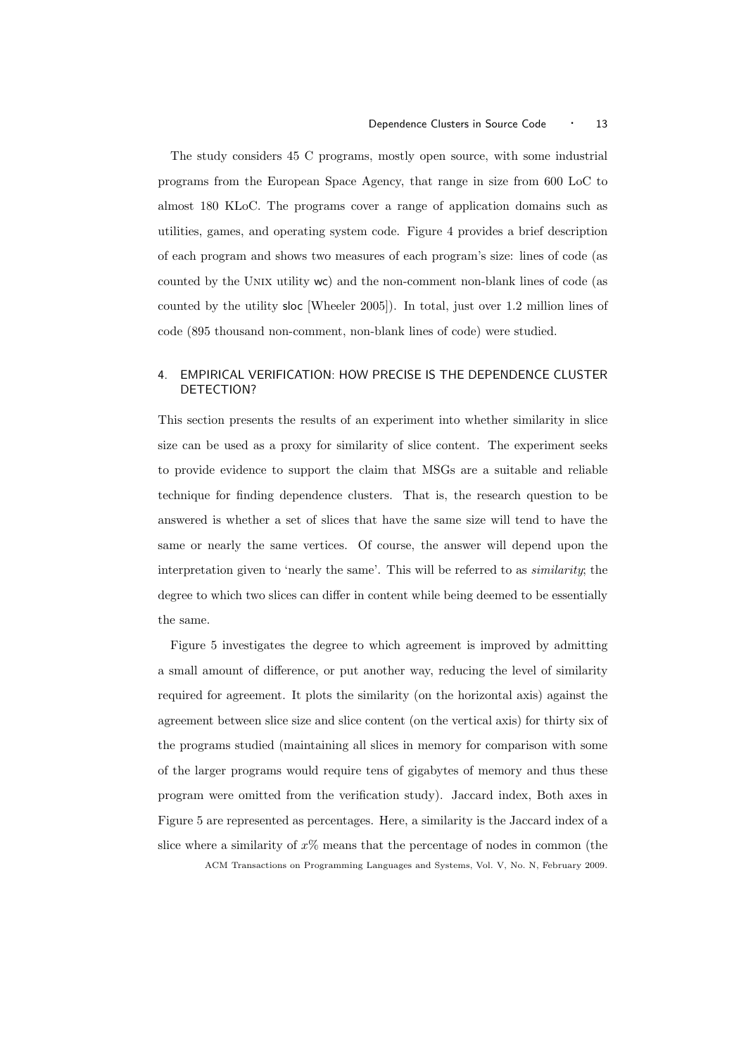The study considers 45 C programs, mostly open source, with some industrial programs from the European Space Agency, that range in size from 600 LoC to almost 180 KLoC. The programs cover a range of application domains such as utilities, games, and operating system code. Figure 4 provides a brief description of each program and shows two measures of each program's size: lines of code (as counted by the UNIX utility wc) and the non-comment non-blank lines of code (as counted by the utility sloc [Wheeler 2005]). In total, just over 1.2 million lines of code (895 thousand non-comment, non-blank lines of code) were studied.

## 4. EMPIRICAL VERIFICATION: HOW PRECISE IS THE DEPENDENCE CLUSTER DETECTION?

This section presents the results of an experiment into whether similarity in slice size can be used as a proxy for similarity of slice content. The experiment seeks to provide evidence to support the claim that MSGs are a suitable and reliable technique for finding dependence clusters. That is, the research question to be answered is whether a set of slices that have the same size will tend to have the same or nearly the same vertices. Of course, the answer will depend upon the interpretation given to 'nearly the same'. This will be referred to as *similarity*; the degree to which two slices can differ in content while being deemed to be essentially the same.

Figure 5 investigates the degree to which agreement is improved by admitting a small amount of difference, or put another way, reducing the level of similarity required for agreement. It plots the similarity (on the horizontal axis) against the agreement between slice size and slice content (on the vertical axis) for thirty six of the programs studied (maintaining all slices in memory for comparison with some of the larger programs would require tens of gigabytes of memory and thus these program were omitted from the verification study). Jaccard index, Both axes in Figure 5 are represented as percentages. Here, a similarity is the Jaccard index of a slice where a similarity of $x\%$ means that the percentage of nodes in common (the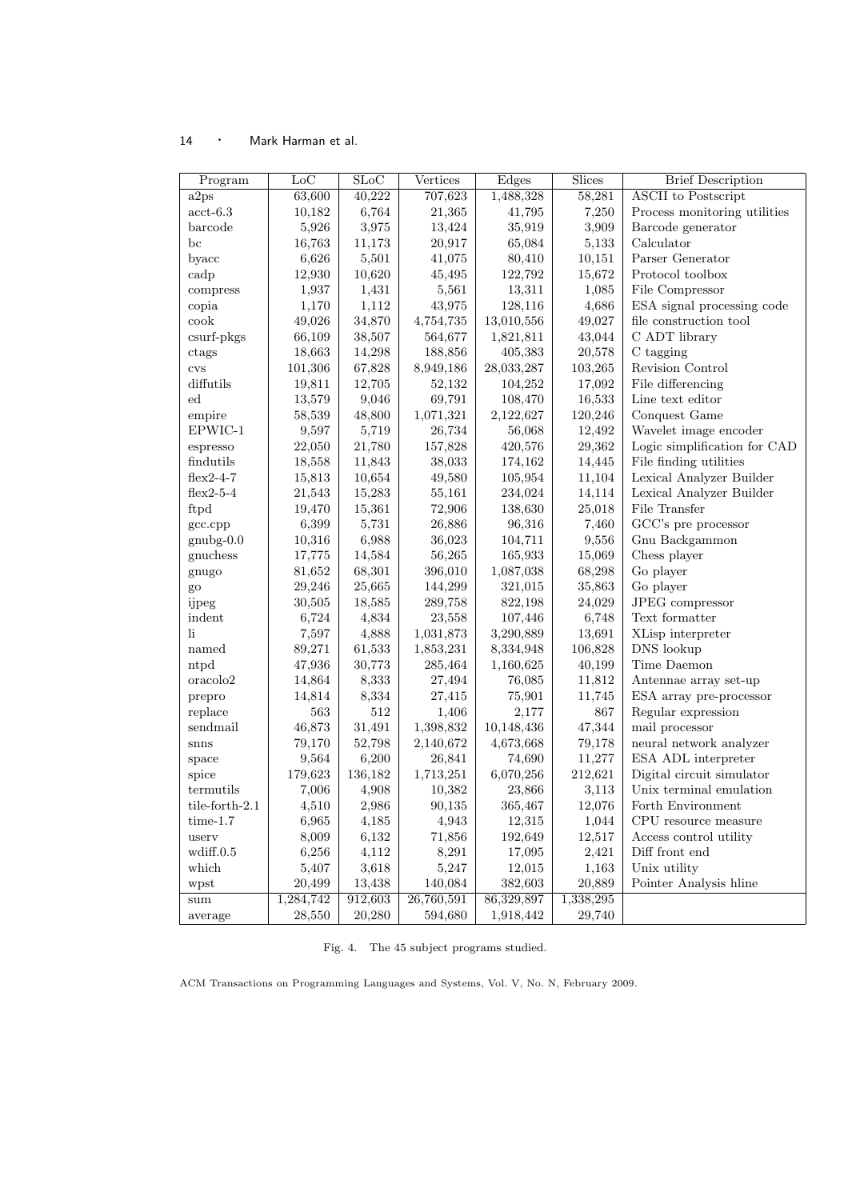| Program | LoC | SLoC | Vertices | Edges | Slices | Brief Description |
|---|---|---|---|---|---|---|
| a2ps | 63,600 | 40,222 | 707,623 | 1,488,328 | 58,281 | ASCII to Postscript |
| acct-6.3 | 10,182 | 6,764 | 21,365 | 41,795 | 7,250 | Process monitoring utilities |
| barcode | 5,926 | 3,975 | 13,424 | 35,919 | 3,909 | Barcode generator |
| bc | 16,763 | 11,173 | 20,917 | 65,084 | 5,133 | Calculator |
| byacc | 6,626 | 5,501 | 41,075 | 80,410 | 10,151 | Parser Generator |
| cadp | 12,930 | 10,620 | 45,495 | 122,792 | 15,672 | Protocol toolbox |
| compress | 1,937 | 1,431 | 5,561 | 13,311 | 1,085 | File Compressor |
| copia | 1,170 | 1,112 | 43,975 | 128,116 | 4,686 | ESA signal processing code |
| cook | 49,026 | 34,870 | 4,754,735 | 13,010,556 | 49,027 | file construction tool |
| csurf-pkgs | 66,109 | 38,507 | 564,677 | 1,821,811 | 43,044 | C ADT library |
| ctags | 18,663 | 14,298 | 188,856 | 405,383 | 20,578 | C tagging |
| cvs | 101,306 | 67,828 | 8,949,186 | 28,033,287 | 103,265 | Revision Control |
| diffutils | 19,811 | 12,705 | 52,132 | 104,252 | 17,092 | File differencing |
| ed | 13,579 | 9,046 | 69,791 | 108,470 | 16,533 | Line text editor |
| empire | 58,539 | 48,800 | 1,071,321 | 2,122,627 | 120,246 | Conquest Game |
| EPWIC-1 | 9,597 | 5,719 | 26,734 | 56,068 | 12,492 | Wavelet image encoder |
| espresso | 22,050 | 21,780 | 157,828 | 420,576 | 29,362 | Logic simplification for CAD |
| findutils | 18,558 | 11,843 | 38,033 | 174,162 | 14,445 | File finding utilities |
| flex2-4-7 | 15,813 | 10,654 | 49,580 | 105,954 | 11,104 | Lexical Analyzer Builder |
| flex2-5-4 | 21,543 | 15,283 | 55,161 | 234,024 | 14,114 | Lexical Analyzer Builder |
| ftpd | 19,470 | 15,361 | 72,906 | 138,630 | 25,018 | File Transfer |
| gcc.cpp | 6,399 | 5,731 | 26,886 | 96,316 | 7,460 | GCC's pre processor |
| gnubg-0.0 | 10,316 | 6,988 | 36,023 | 104,711 | 9,556 | Gnu Backgammon |
| gnuchess | 17,775 | 14,584 | 56,265 | 165,933 | 15,069 | Chess player |
| gnugo | 81,652 | 68,301 | 396,010 | 1,087,038 | 68,298 | Go player |
| go | 29,246 | 25,665 | 144,299 | 321,015 | 35,863 | Go player |
| ijpeg | 30,505 | 18,585 | 289,758 | 822,198 | 24,029 | JPEG compressor |
| indent | 6,724 | 4,834 | 23,558 | 107,446 | 6,748 | Text formatter |
| li | 7,597 | 4,888 | 1,031,873 | 3,290,889 | 13,691 | XLisp interpreter |
| named | 89,271 | 61,533 | 1,853,231 | 8,334,948 | 106,828 | DNS lookup |
| ntpd | 47,936 | 30,773 | 285,464 | 1,160,625 | 40,199 | Time Daemon |
| oracolo2 | 14,864 | 8,333 | 27,494 | 76,085 | 11,812 | Antennae array set-up |
| prepro | 14,814 | 8,334 | 27,415 | 75,901 | 11,745 | ESA array pre-processor |
| replace | 563 | 512 | 1,406 | 2,177 | 867 | Regular expression |
| sendmail | 46,873 | 31,491 | 1,398,832 | 10,148,436 | 47,344 | mail processor |
| snns | 79,170 | 52,798 | 2,140,672 | 4,673,668 | 79,178 | neural network analyzer |
| space | 9,564 | 6,200 | 26,841 | 74,690 | 11,277 | ESA ADL interpreter |
| spice | 179,623 | 136,182 | 1,713,251 | 6,070,256 | 212,621 | Digital circuit simulator |
| termutils | 7,006 | 4,908 | 10,382 | 23,866 | 3,113 | Unix terminal emulation |
| tile-forth-2.1 | 4,510 | 2,986 | 90,135 | 365,467 | 12,076 | Forth Environment |
| time-1.7 | 6,965 | 4,185 | 4,943 | 12,315 | 1,044 | CPU resource measure |
| userv | 8,009 | 6,132 | 71,856 | 192,649 | 12,517 | Access control utility |
| wdiff.0.5 | 6,256 | 4,112 | 8,291 | 17,095 | 2,421 | Diff front end |
| which | 5,407 | 3,618 | 5,247 | 12,015 | 1,163 | Unix utility |
| wpst | 20,499 | 13,438 | 140,084 | 382,603 | 20,889 | Pointer Analysis hline |
| sum | 1,284,742 | 912,603 | 26,760,591 | 86,329,897 | 1,338,295 | |
| average | 28,550 | 20,280 | 594,680 | 1,918,442 | 29,740 | |

Fig. 4. The 45 subject programs studied.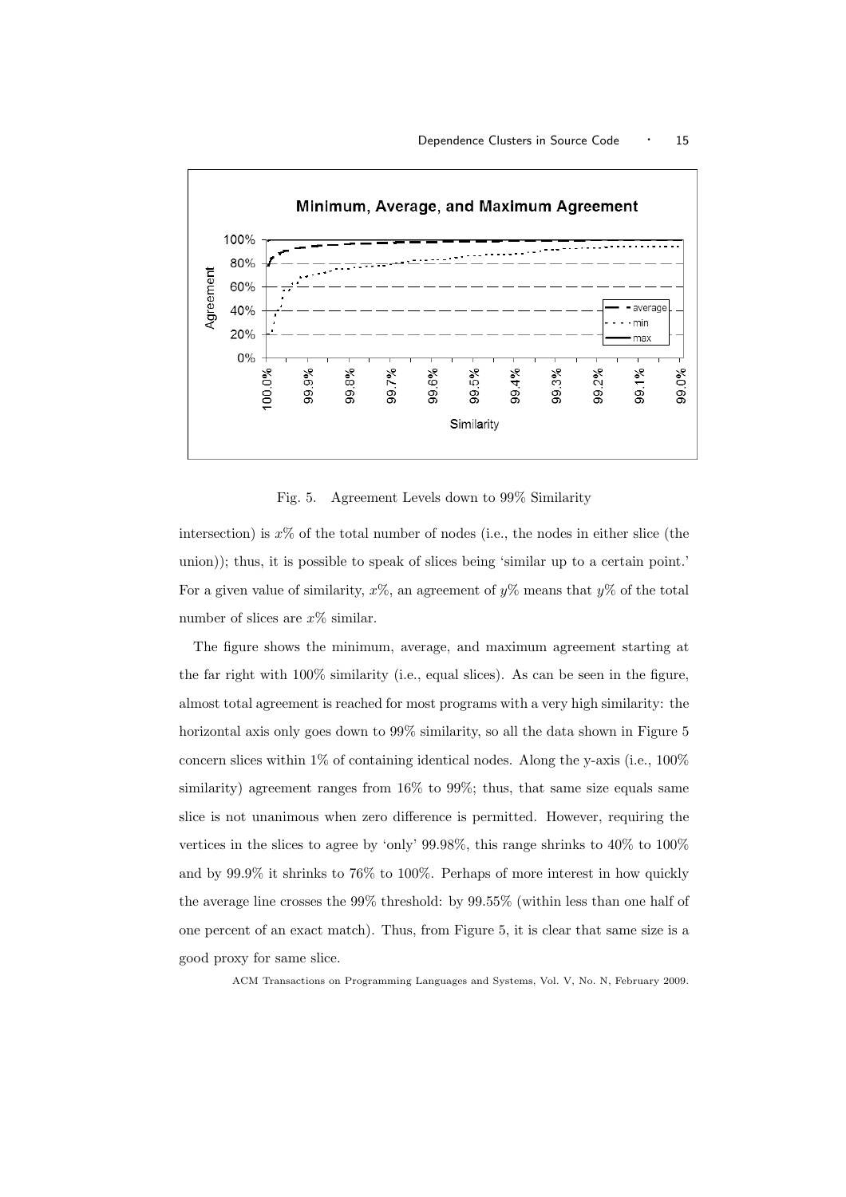Fig. 5. Agreement Levels down to 99% Similarity

intersection) is $x\%$ of the total number of nodes (i.e., the nodes in either slice (the union)); thus, it is possible to speak of slices being 'similar up to a certain point.' For a given value of similarity, $x\%$, an agreement of $y\%$ means that $y\%$ of the total number of slices are $x\%$ similar.

The figure shows the minimum, average, and maximum agreement starting at the far right with 100% similarity (i.e., equal slices). As can be seen in the figure, almost total agreement is reached for most programs with a very high similarity: the horizontal axis only goes down to 99% similarity, so all the data shown in Figure 5 concern slices within 1% of containing identical nodes. Along the y-axis (i.e., 100% similarity) agreement ranges from 16% to 99%; thus, that same size equals same slice is not unanimous when zero difference is permitted. However, requiring the vertices in the slices to agree by 'only' 99.98%, this range shrinks to 40% to 100% and by 99.9% it shrinks to 76% to 100%. Perhaps of more interest in how quickly the average line crosses the 99% threshold: by 99.55% (within less than one half of one percent of an exact match). Thus, from Figure 5, it is clear that same size is a good proxy for same slice.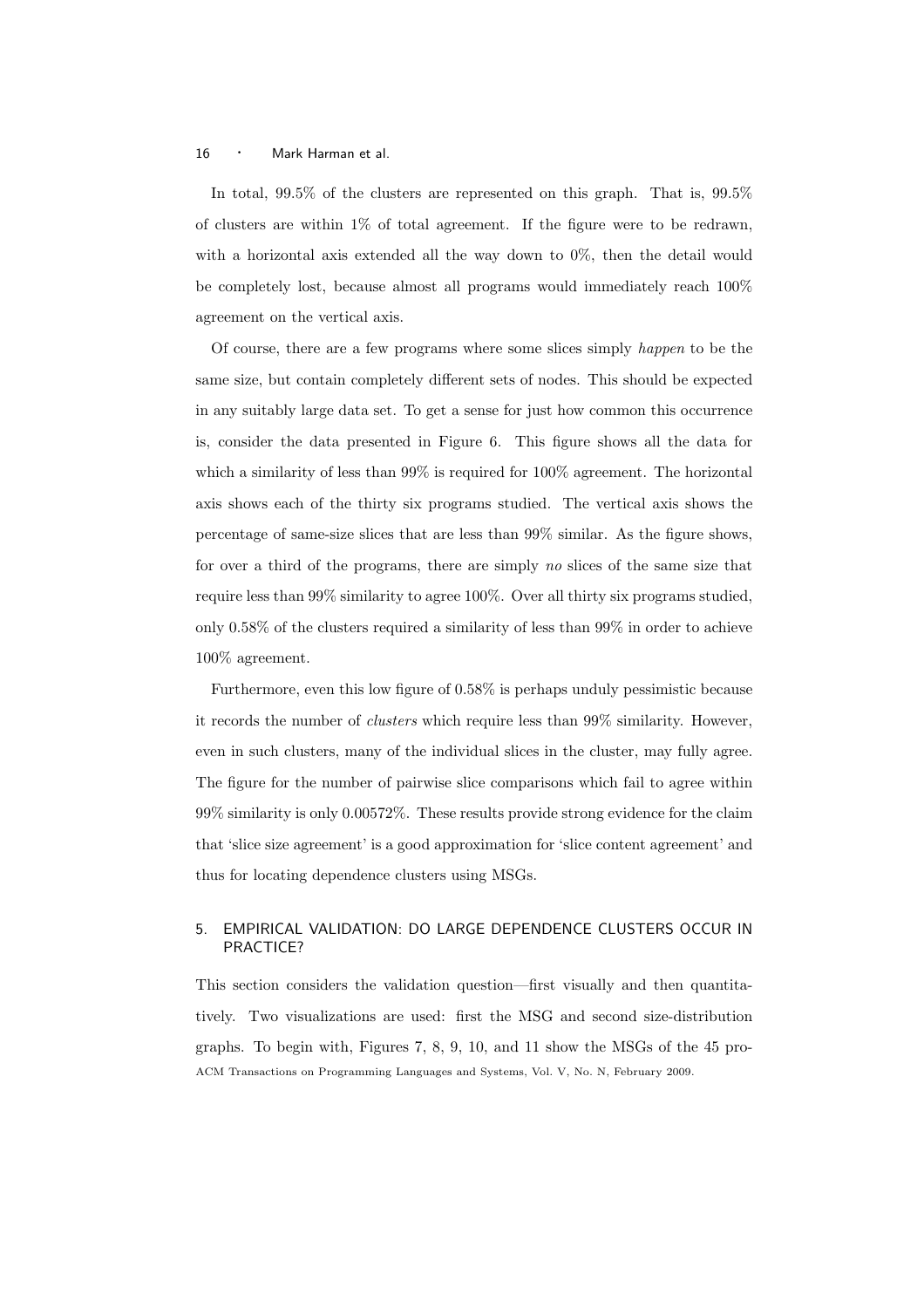In total, 99.5% of the clusters are represented on this graph. That is, 99.5% of clusters are within 1% of total agreement. If the figure were to be redrawn, with a horizontal axis extended all the way down to 0%, then the detail would be completely lost, because almost all programs would immediately reach 100% agreement on the vertical axis.

Of course, there are a few programs where some slices simply *happen* to be the same size, but contain completely different sets of nodes. This should be expected in any suitably large data set. To get a sense for just how common this occurrence is, consider the data presented in Figure 6. This figure shows all the data for which a similarity of less than 99% is required for 100% agreement. The horizontal axis shows each of the thirty six programs studied. The vertical axis shows the percentage of same-size slices that are less than 99% similar. As the figure shows, for over a third of the programs, there are simply *no* slices of the same size that require less than 99% similarity to agree 100%. Over all thirty six programs studied, only 0.58% of the clusters required a similarity of less than 99% in order to achieve 100% agreement.

Furthermore, even this low figure of 0.58% is perhaps unduly pessimistic because it records the number of *clusters* which require less than 99% similarity. However, even in such clusters, many of the individual slices in the cluster, may fully agree. The figure for the number of pairwise slice comparisons which fail to agree within 99% similarity is only 0.00572%. These results provide strong evidence for the claim that 'slice size agreement' is a good approximation for 'slice content agreement' and thus for locating dependence clusters using MSGs.

## 5. EMPIRICAL VALIDATION: DO LARGE DEPENDENCE CLUSTERS OCCUR IN PRACTICE?

This section considers the validation question—first visually and then quantitatively. Two visualizations are used: first the MSG and second size-distribution graphs. To begin with, Figures 7, 8, 9, 10, and 11 show the MSGs of the 45 pro-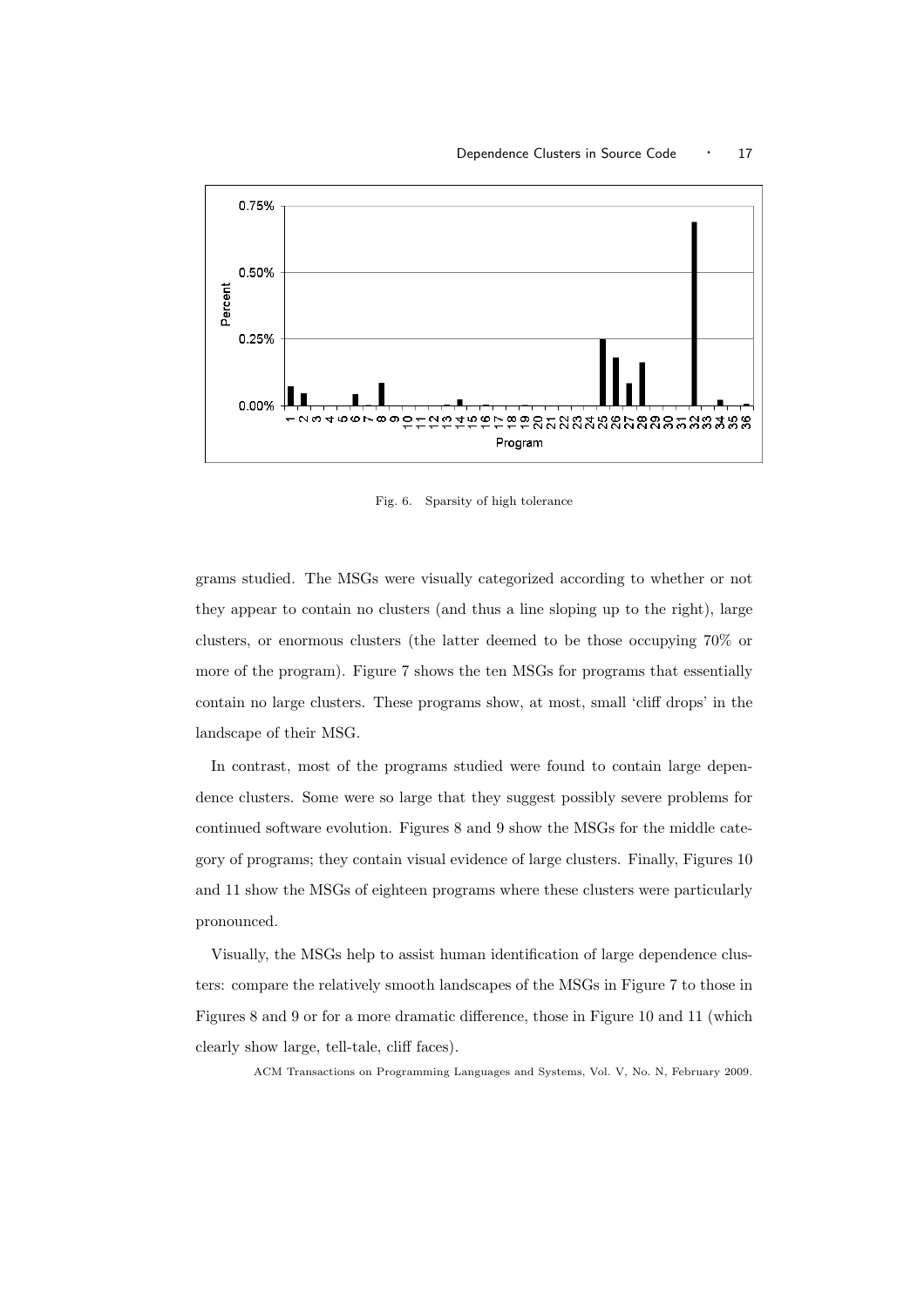Fig. 6. Sparsity of high tolerance

grams studied. The MSGs were visually categorized according to whether or not they appear to contain no clusters (and thus a line sloping up to the right), large clusters, or enormous clusters (the latter deemed to be those occupying 70% or more of the program). Figure 7 shows the ten MSGs for programs that essentially contain no large clusters. These programs show, at most, small 'cliff drops' in the landscape of their MSG.

In contrast, most of the programs studied were found to contain large dependence clusters. Some were so large that they suggest possibly severe problems for continued software evolution. Figures 8 and 9 show the MSGs for the middle category of programs; they contain visual evidence of large clusters. Finally, Figures 10 and 11 show the MSGs of eighteen programs where these clusters were particularly pronounced.

Visually, the MSGs help to assist human identification of large dependence clusters: compare the relatively smooth landscapes of the MSGs in Figure 7 to those in Figures 8 and 9 or for a more dramatic difference, those in Figure 10 and 11 (which clearly show large, tell-tale, cliff faces).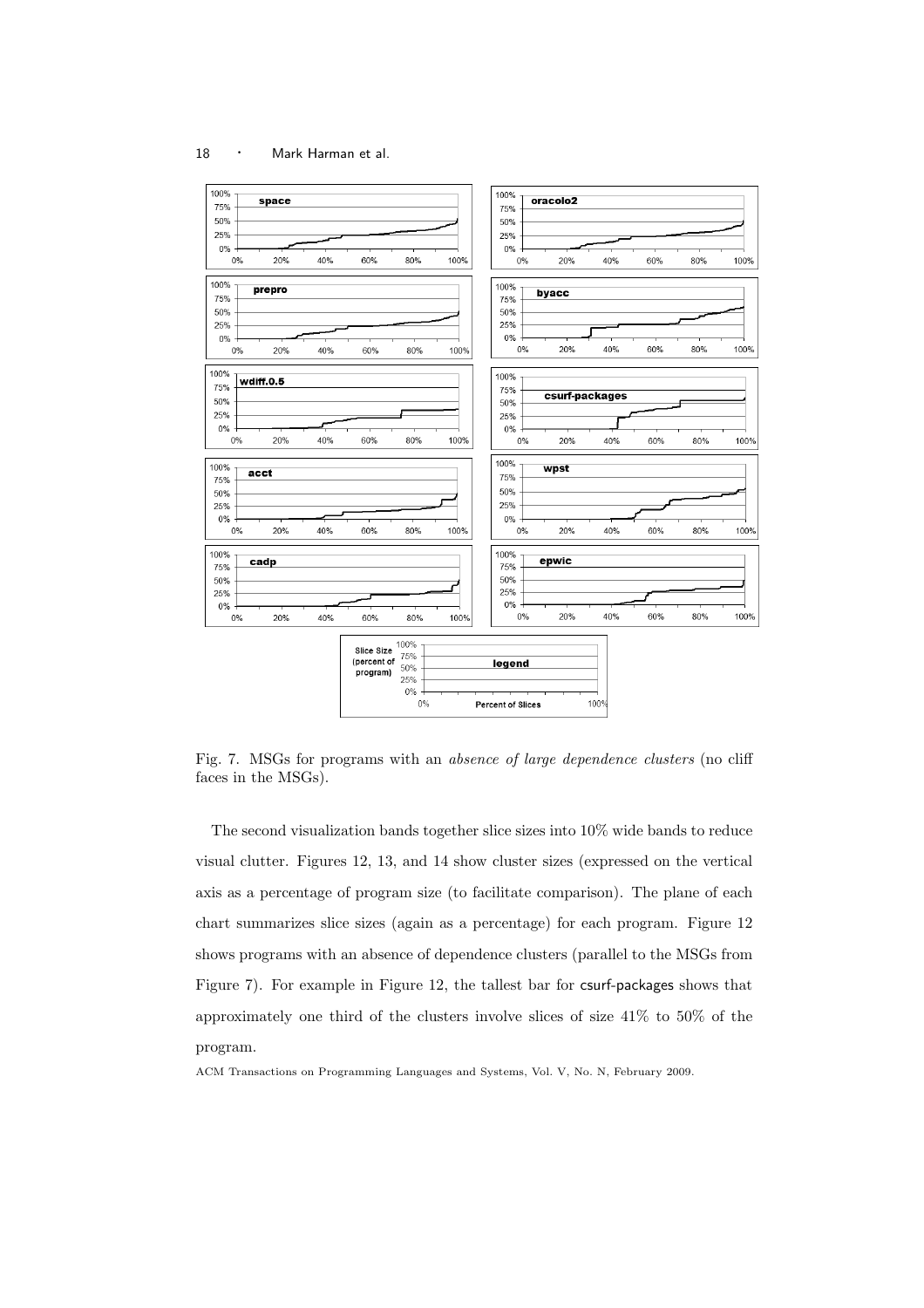Fig. 7. MSGs for programs with an *absence of large dependence clusters* (no cliff faces in the MSGs).

The second visualization bands together slice sizes into 10% wide bands to reduce visual clutter. Figures 12, 13, and 14 show cluster sizes (expressed on the vertical axis as a percentage of program size (to facilitate comparison). The plane of each chart summarizes slice sizes (again as a percentage) for each program. Figure 12 shows programs with an absence of dependence clusters (parallel to the MSGs from Figure 7). For example in Figure 12, the tallest bar for csurf-packages shows that approximately one third of the clusters involve slices of size 41% to 50% of the program.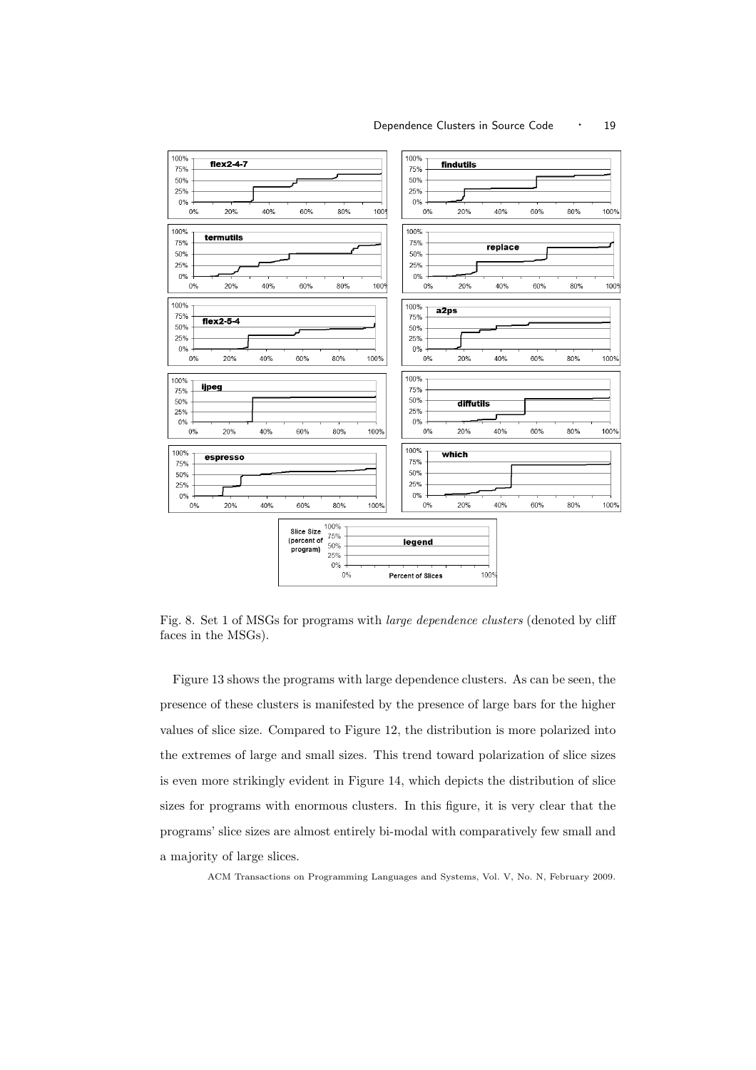Fig. 8. Set 1 of MSGs for programs with *large dependence clusters* (denoted by cliff faces in the MSGs).

Figure 13 shows the programs with large dependence clusters. As can be seen, the presence of these clusters is manifested by the presence of large bars for the higher values of slice size. Compared to Figure 12, the distribution is more polarized into the extremes of large and small sizes. This trend toward polarization of slice sizes is even more strikingly evident in Figure 14, which depicts the distribution of slice sizes for programs with enormous clusters. In this figure, it is very clear that the programs' slice sizes are almost entirely bi-modal with comparatively few small and a majority of large slices.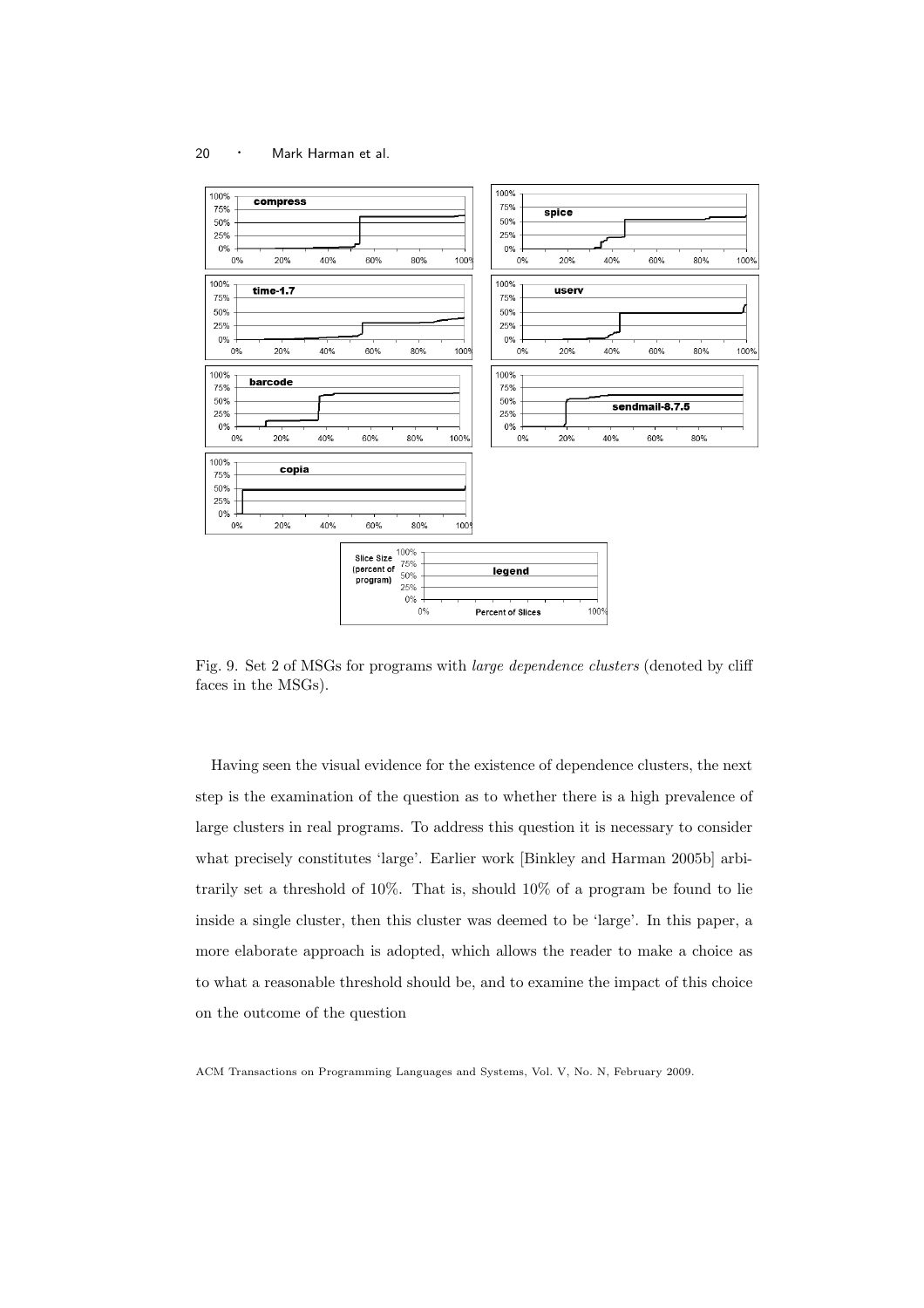Fig. 9. Set 2 of MSGs for programs with *large dependence clusters* (denoted by cliff faces in the MSGs).

Having seen the visual evidence for the existence of dependence clusters, the next step is the examination of the question as to whether there is a high prevalence of large clusters in real programs. To address this question it is necessary to consider what precisely constitutes 'large'. Earlier work [Binkley and Harman 2005b] arbitrarily set a threshold of 10%. That is, should 10% of a program be found to lie inside a single cluster, then this cluster was deemed to be 'large'. In this paper, a more elaborate approach is adopted, which allows the reader to make a choice as to what a reasonable threshold should be, and to examine the impact of this choice on the outcome of the question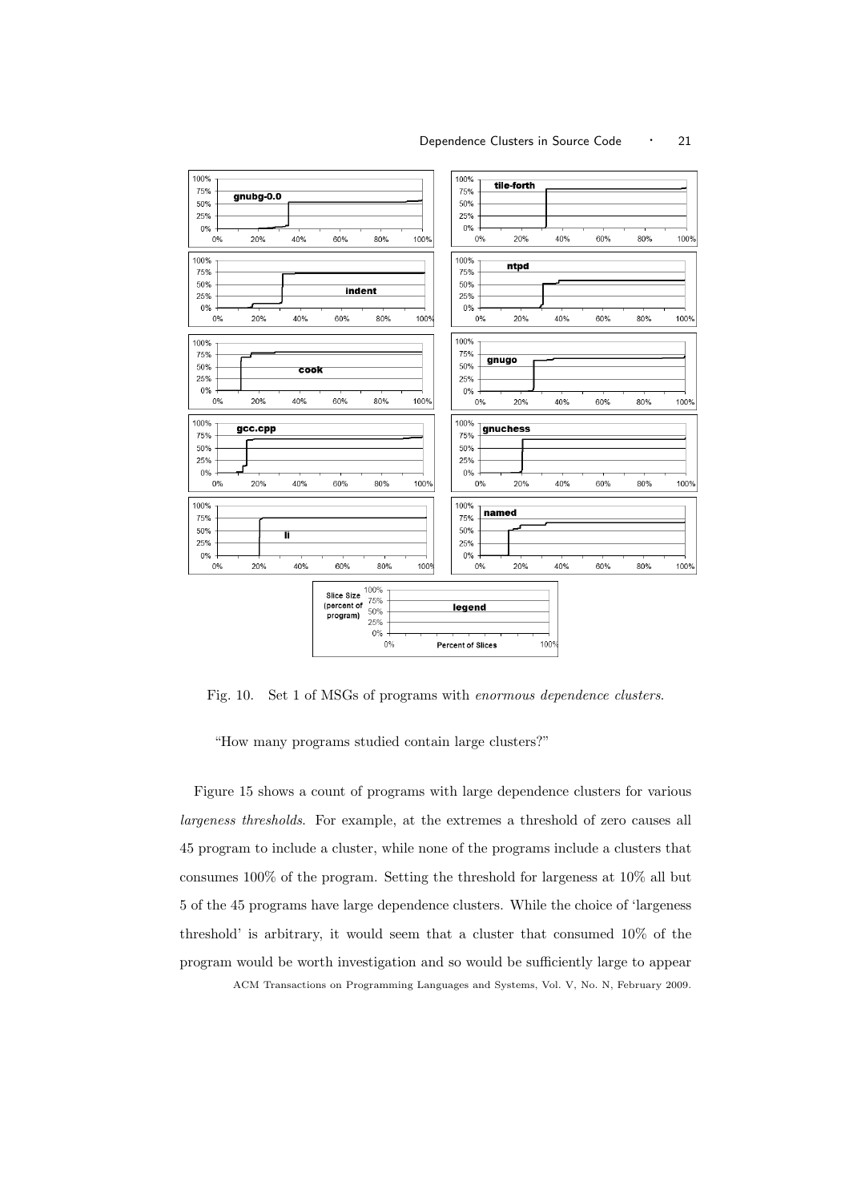Fig. 10. Set 1 of MSGs of programs with *enormous dependence clusters*.

"How many programs studied contain large clusters?"

Figure 15 shows a count of programs with large dependence clusters for various *largeness thresholds*. For example, at the extremes a threshold of zero causes all 45 program to include a cluster, while none of the programs include a clusters that consumes 100% of the program. Setting the threshold for largeness at 10% all but 5 of the 45 programs have large dependence clusters. While the choice of 'largeness threshold' is arbitrary, it would seem that a cluster that consumed 10% of the program would be worth investigation and so would be sufficiently large to appear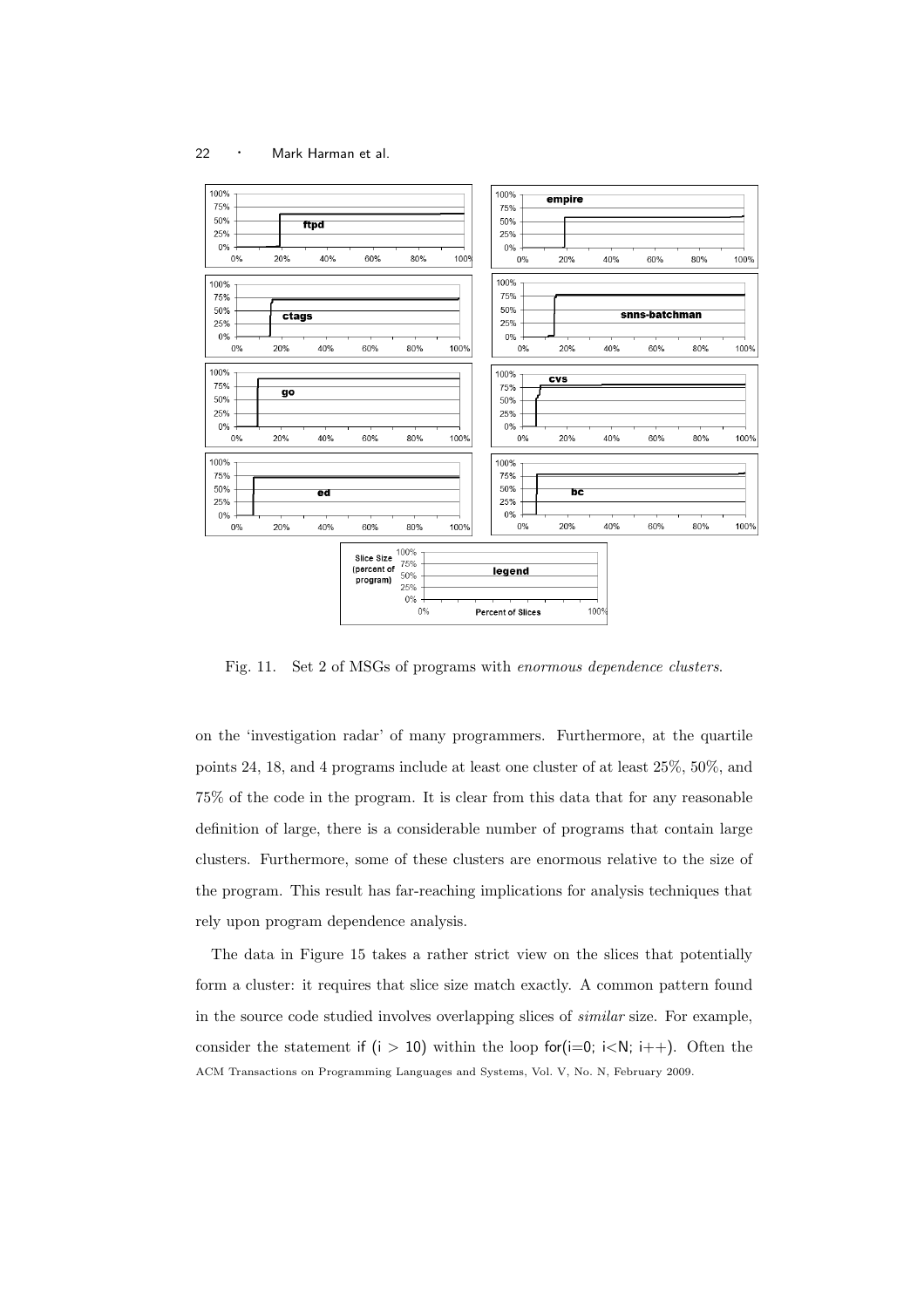Fig. 11. Set 2 of MSGs of programs with *enormous dependence clusters*.

on the 'investigation radar' of many programmers. Furthermore, at the quartile points 24, 18, and 4 programs include at least one cluster of at least 25%, 50%, and 75% of the code in the program. It is clear from this data that for any reasonable definition of large, there is a considerable number of programs that contain large clusters. Furthermore, some of these clusters are enormous relative to the size of the program. This result has far-reaching implications for analysis techniques that rely upon program dependence analysis.

The data in Figure 15 takes a rather strict view on the slices that potentially form a cluster: it requires that slice size match exactly. A common pattern found in the source code studied involves overlapping slices of *similar* size. For example, consider the statement `if (i > 10)` within the loop `for(i=0; i<N; i++)`. Often the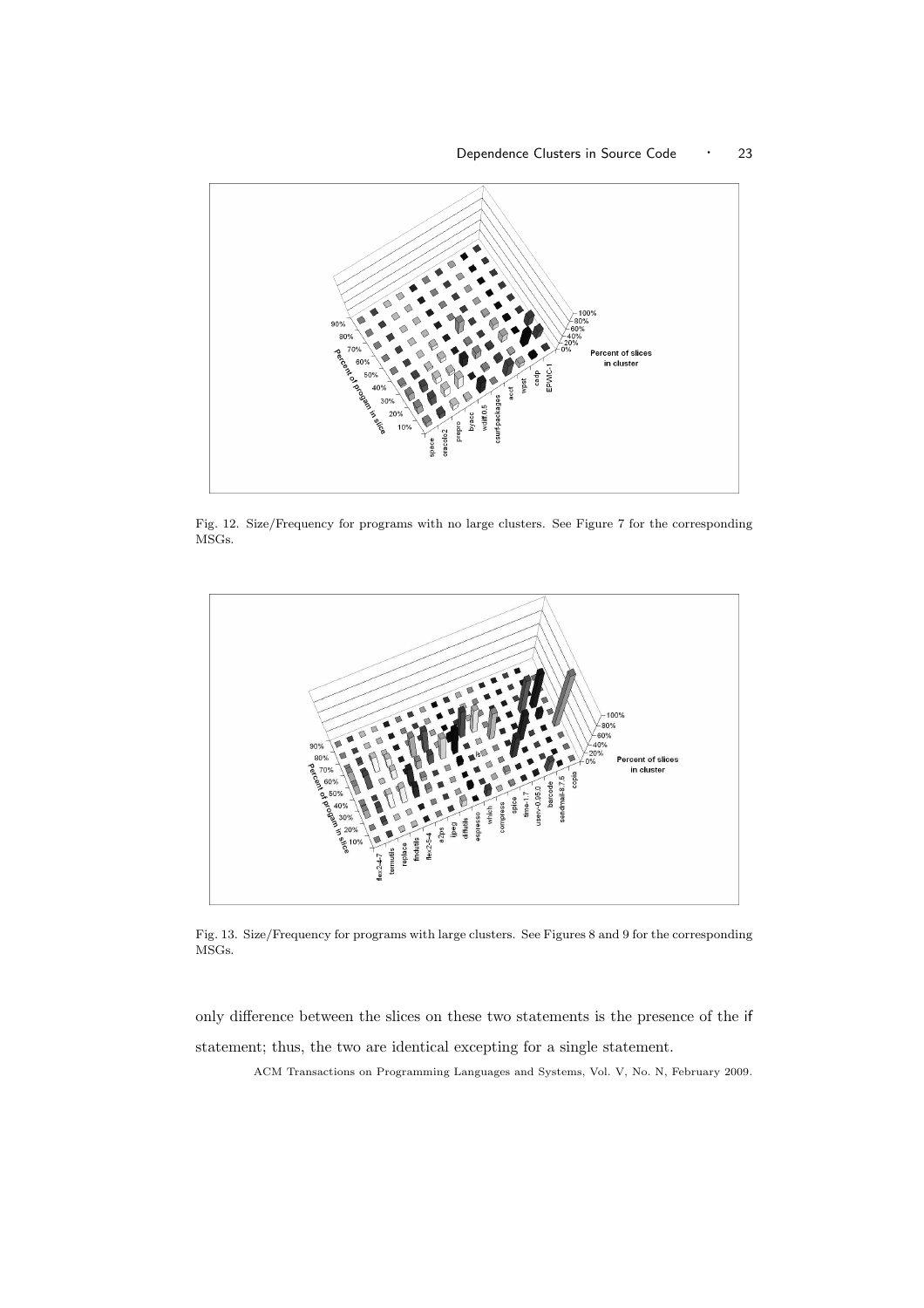Fig. 12. Size/Frequency for programs with no large clusters. See Figure 7 for the corresponding MSGs.

Fig. 13. Size/Frequency for programs with large clusters. See Figures 8 and 9 for the corresponding MSGs.

only difference between the slices on these two statements is the presence of the if statement; thus, the two are identical excepting for a single statement.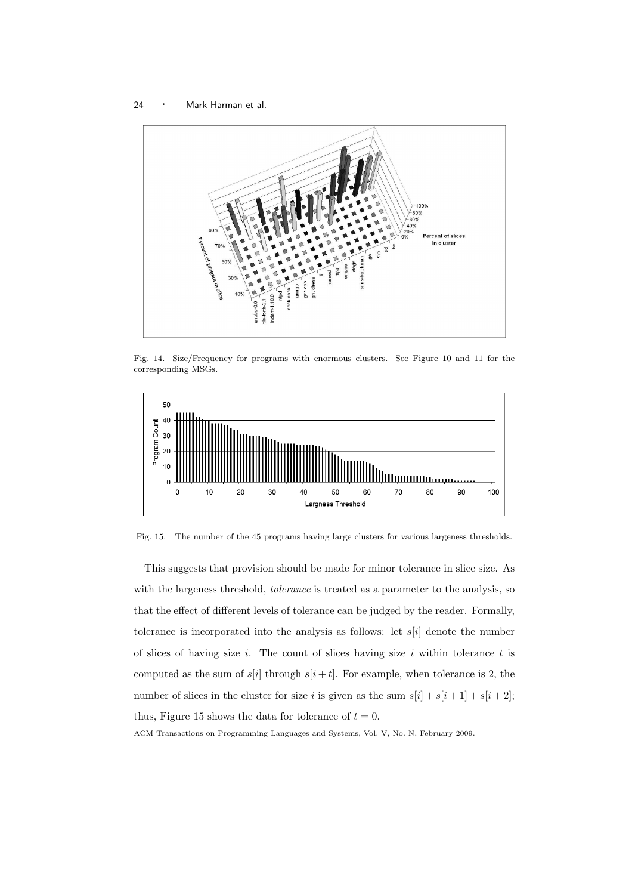Fig. 14. Size/Frequency for programs with enormous clusters. See Figure 10 and 11 for the corresponding MSGs.

Fig. 15. The number of the 45 programs having large clusters for various largeness thresholds.

This suggests that provision should be made for minor tolerance in slice size. As with the largeness threshold, *tolerance* is treated as a parameter to the analysis, so that the effect of different levels of tolerance can be judged by the reader. Formally, tolerance is incorporated into the analysis as follows: let $s[i]$ denote the number of slices of having size $i$. The count of slices having size $i$ within tolerance $t$ is computed as the sum of $s[i]$ through $s[i+t]$. For example, when tolerance is 2, the number of slices in the cluster for size $i$ is given as the sum $s[i] + s[i+1] + s[i+2]$; thus, Figure 15 shows the data for tolerance of $t = 0$.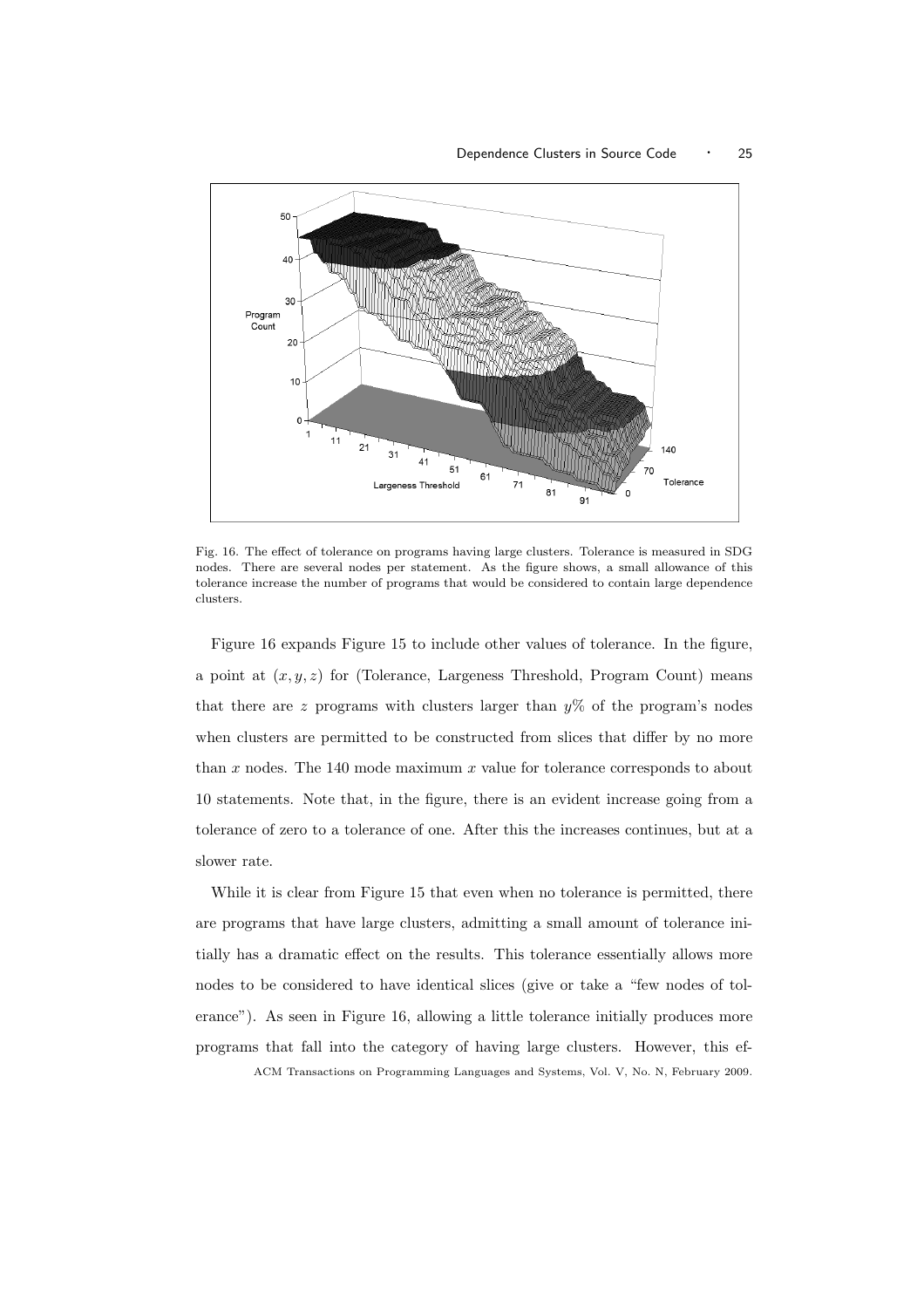Fig. 16. The effect of tolerance on programs having large clusters. Tolerance is measured in SDG nodes. There are several nodes per statement. As the figure shows, a small allowance of this tolerance increase the number of programs that would be considered to contain large dependence clusters.

Figure 16 expands Figure 15 to include other values of tolerance. In the figure, a point at $(x, y, z)$ for (Tolerance, Largeness Threshold, Program Count) means that there are $z$ programs with clusters larger than $y$% of the program's nodes when clusters are permitted to be constructed from slices that differ by no more than $x$ nodes. The 140 mode maximum $x$ value for tolerance corresponds to about 10 statements. Note that, in the figure, there is an evident increase going from a tolerance of zero to a tolerance of one. After this the increases continues, but at a slower rate.

While it is clear from Figure 15 that even when no tolerance is permitted, there are programs that have large clusters, admitting a small amount of tolerance initially has a dramatic effect on the results. This tolerance essentially allows more nodes to be considered to have identical slices (give or take a "few nodes of tolerance"). As seen in Figure 16, allowing a little tolerance initially produces more programs that fall into the category of having large clusters. However, this ef-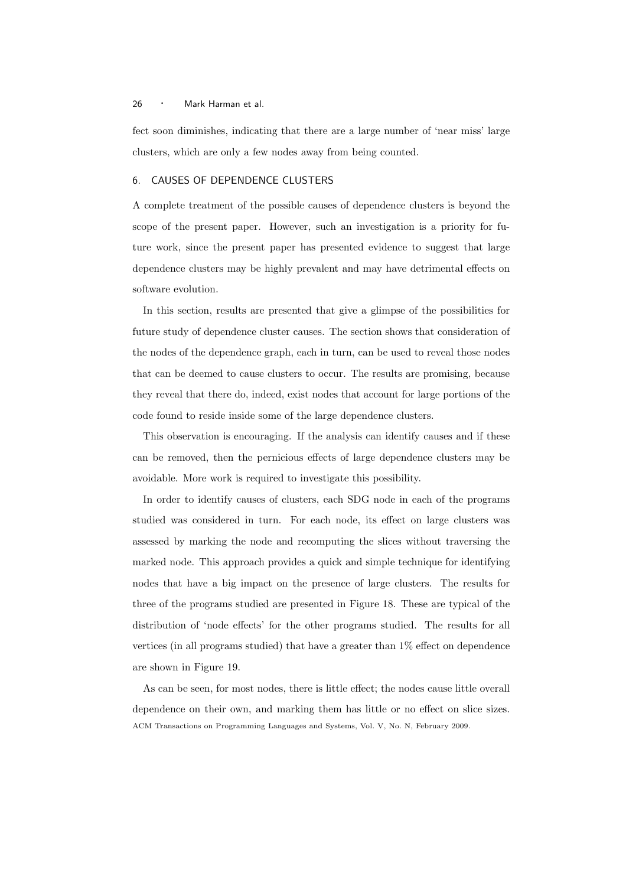fect soon diminishes, indicating that there are a large number of 'near miss' large clusters, which are only a few nodes away from being counted.

## 6. CAUSES OF DEPENDENCE CLUSTERS

A complete treatment of the possible causes of dependence clusters is beyond the scope of the present paper. However, such an investigation is a priority for future work, since the present paper has presented evidence to suggest that large dependence clusters may be highly prevalent and may have detrimental effects on software evolution.

In this section, results are presented that give a glimpse of the possibilities for future study of dependence cluster causes. The section shows that consideration of the nodes of the dependence graph, each in turn, can be used to reveal those nodes that can be deemed to cause clusters to occur. The results are promising, because they reveal that there do, indeed, exist nodes that account for large portions of the code found to reside inside some of the large dependence clusters.

This observation is encouraging. If the analysis can identify causes and if these can be removed, then the pernicious effects of large dependence clusters may be avoidable. More work is required to investigate this possibility.

In order to identify causes of clusters, each SDG node in each of the programs studied was considered in turn. For each node, its effect on large clusters was assessed by marking the node and recomputing the slices without traversing the marked node. This approach provides a quick and simple technique for identifying nodes that have a big impact on the presence of large clusters. The results for three of the programs studied are presented in Figure 18. These are typical of the distribution of 'node effects' for the other programs studied. The results for all vertices (in all programs studied) that have a greater than 1% effect on dependence are shown in Figure 19.

As can be seen, for most nodes, there is little effect; the nodes cause little overall dependence on their own, and marking them has little or no effect on slice sizes.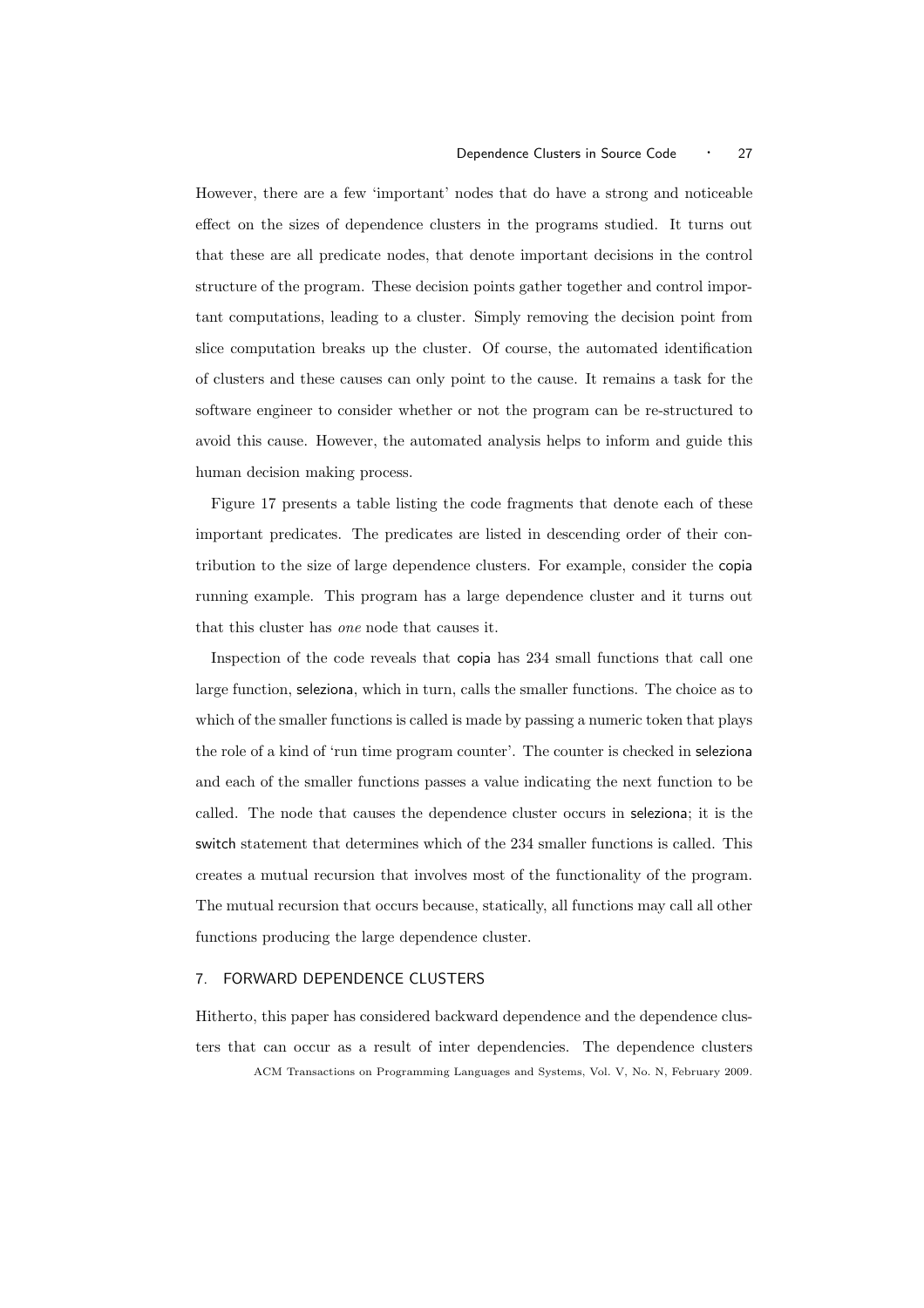However, there are a few 'important' nodes that do have a strong and noticeable effect on the sizes of dependence clusters in the programs studied. It turns out that these are all predicate nodes, that denote important decisions in the control structure of the program. These decision points gather together and control important computations, leading to a cluster. Simply removing the decision point from slice computation breaks up the cluster. Of course, the automated identification of clusters and these causes can only point to the cause. It remains a task for the software engineer to consider whether or not the program can be re-structured to avoid this cause. However, the automated analysis helps to inform and guide this human decision making process.

Figure 17 presents a table listing the code fragments that denote each of these important predicates. The predicates are listed in descending order of their contribution to the size of large dependence clusters. For example, consider the copia running example. This program has a large dependence cluster and it turns out that this cluster has *one* node that causes it.

Inspection of the code reveals that copia has 234 small functions that call one large function, seleziona, which in turn, calls the smaller functions. The choice as to which of the smaller functions is called is made by passing a numeric token that plays the role of a kind of 'run time program counter'. The counter is checked in seleziona and each of the smaller functions passes a value indicating the next function to be called. The node that causes the dependence cluster occurs in seleziona; it is the switch statement that determines which of the 234 smaller functions is called. This creates a mutual recursion that involves most of the functionality of the program. The mutual recursion that occurs because, statically, all functions may call all other functions producing the large dependence cluster.

## 7. FORWARD DEPENDENCE CLUSTERS

Hitherto, this paper has considered backward dependence and the dependence clusters that can occur as a result of inter dependencies. The dependence clusters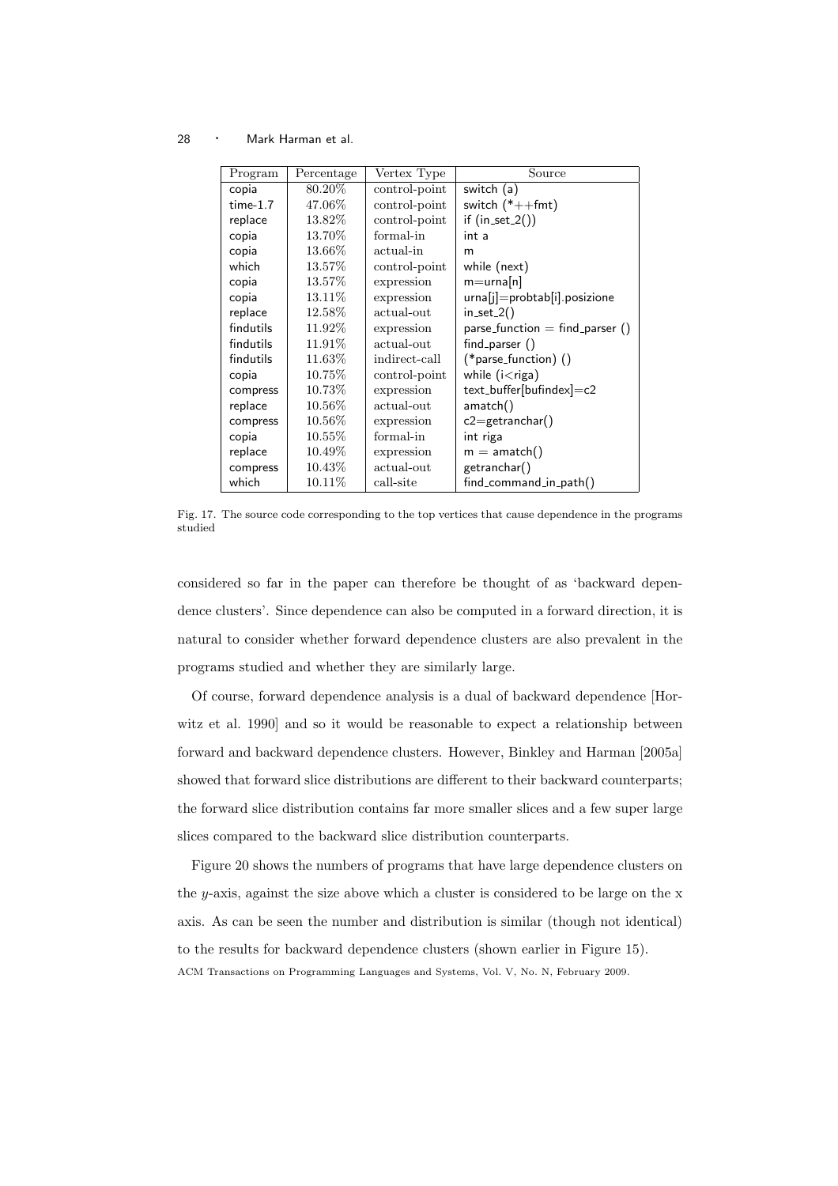| Program | Percentage | Vertex Type | Source |
|---|---|---|---|
| copia | 80.20% | control-point | switch (a) |
| time-1.7 | 47.06% | control-point | switch (*++fmt) |
| replace | 13.82% | control-point | if (in_set_2()) |
| copia | 13.70% | formal-in | int a |
| copia | 13.66% | actual-in | m |
| which | 13.57% | control-point | while (next) |
| copia | 13.57% | expression | m=urna[n] |
| copia | 13.11% | expression | urna[j]=probtab[i].posizione |
| replace | 12.58% | actual-out | in_set_2() |
| findutils | 11.92% | expression | parse_function = find_parser () |
| findutils | 11.91% | actual-out | find_parser () |
| findutils | 11.63% | indirect-call | (*parse_function) () |
| copia | 10.75% | control-point | while (i<riga) |
| compress | 10.73% | expression | text_buffer[bufindex]=c2 |
| replace | 10.56% | actual-out | amatch() |
| compress | 10.56% | expression | c2=getranchar() |
| copia | 10.55% | formal-in | int riga |
| replace | 10.49% | expression | m = amatch() |
| compress | 10.43% | actual-out | getranchar() |
| which | 10.11% | call-site | find_command_in_path() |

Fig. 17. The source code corresponding to the top vertices that cause dependence in the programs studied

considered so far in the paper can therefore be thought of as 'backward dependence clusters'. Since dependence can also be computed in a forward direction, it is natural to consider whether forward dependence clusters are also prevalent in the programs studied and whether they are similarly large.

Of course, forward dependence analysis is a dual of backward dependence [Horwitz et al. 1990] and so it would be reasonable to expect a relationship between forward and backward dependence clusters. However, Binkley and Harman [2005a] showed that forward slice distributions are different to their backward counterparts; the forward slice distribution contains far more smaller slices and a few super large slices compared to the backward slice distribution counterparts.

Figure 20 shows the numbers of programs that have large dependence clusters on the $y$-axis, against the size above which a cluster is considered to be large on the x axis. As can be seen the number and distribution is similar (though not identical) to the results for backward dependence clusters (shown earlier in Figure 15).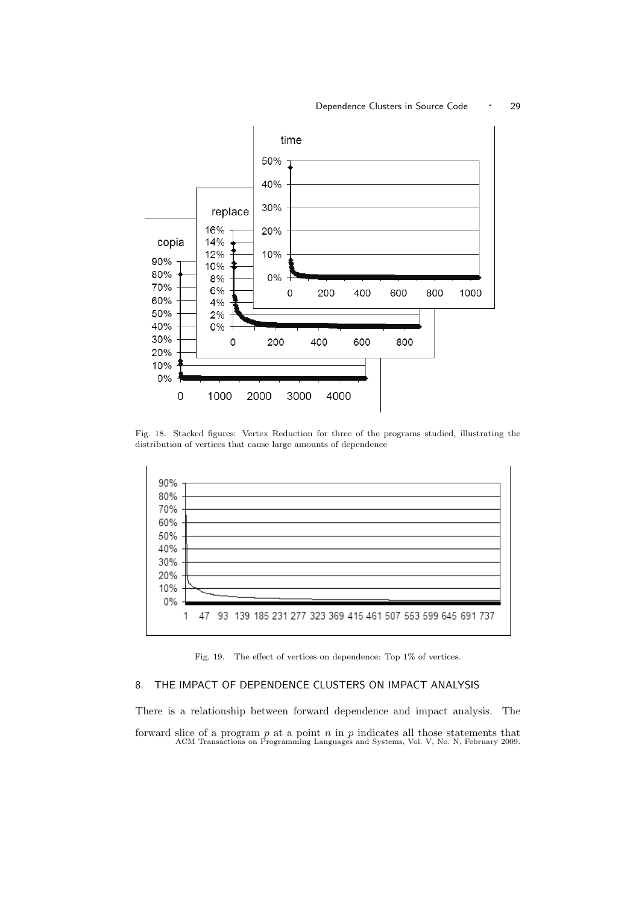Fig. 18. Stacked figures: Vertex Reduction for three of the programs studied, illustrating the distribution of vertices that cause large amounts of dependence

Fig. 19. The effect of vertices on dependence: Top 1% of vertices.

## 8. THE IMPACT OF DEPENDENCE CLUSTERS ON IMPACT ANALYSIS

There is a relationship between forward dependence and impact analysis. The forward slice of a program $p$ at a point $n$ in $p$ indicates all those statements that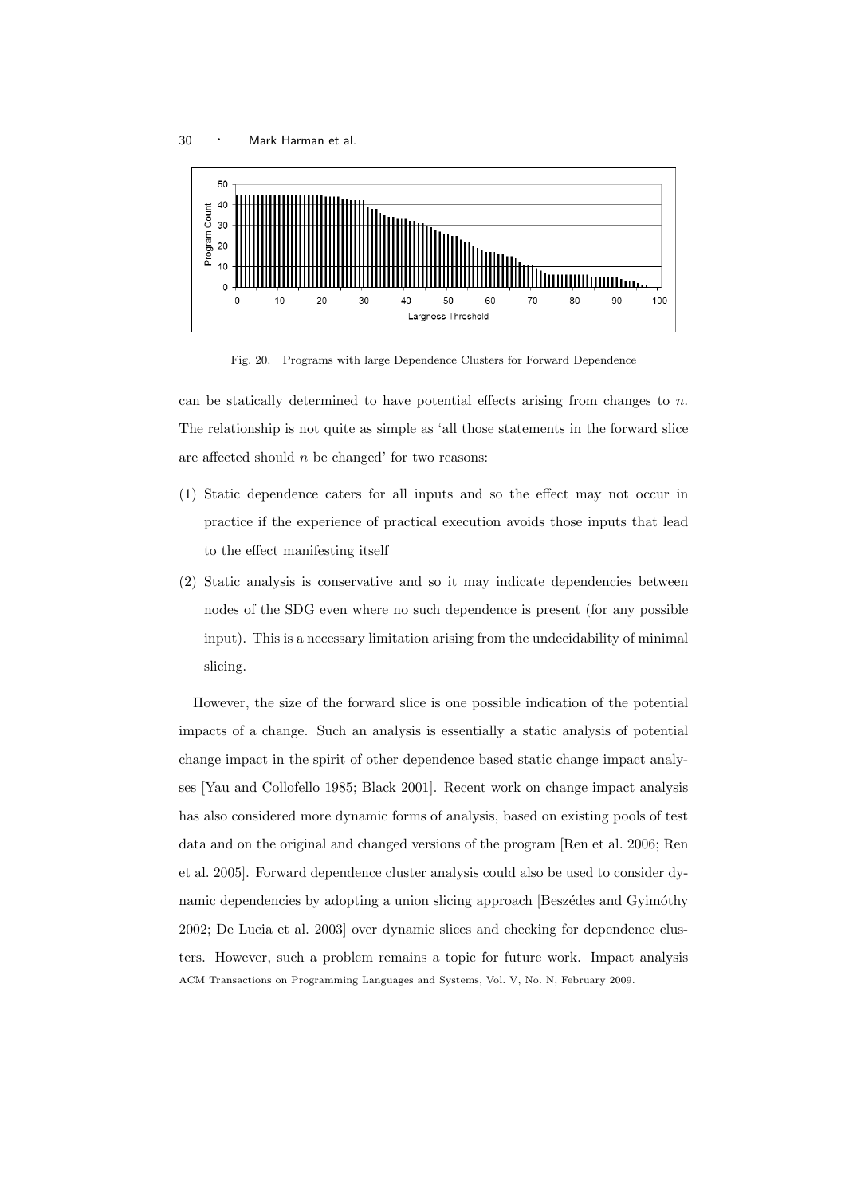Fig. 20. Programs with large Dependence Clusters for Forward Dependence

can be statically determined to have potential effects arising from changes to $n$. The relationship is not quite as simple as 'all those statements in the forward slice are affected should $n$ be changed' for two reasons:

(1) Static dependence caters for all inputs and so the effect may not occur in practice if the experience of practical execution avoids those inputs that lead to the effect manifesting itself

(2) Static analysis is conservative and so it may indicate dependencies between nodes of the SDG even where no such dependence is present (for any possible input). This is a necessary limitation arising from the undecidability of minimal slicing.

However, the size of the forward slice is one possible indication of the potential impacts of a change. Such an analysis is essentially a static analysis of potential change impact in the spirit of other dependence based static change impact analyses [Yau and Collofello 1985; Black 2001]. Recent work on change impact analysis has also considered more dynamic forms of analysis, based on existing pools of test data and on the original and changed versions of the program [Ren et al. 2006; Ren et al. 2005]. Forward dependence cluster analysis could also be used to consider dynamic dependencies by adopting a union slicing approach [Beszédes and Gyimóthy 2002; De Lucia et al. 2003] over dynamic slices and checking for dependence clusters. However, such a problem remains a topic for future work. Impact analysis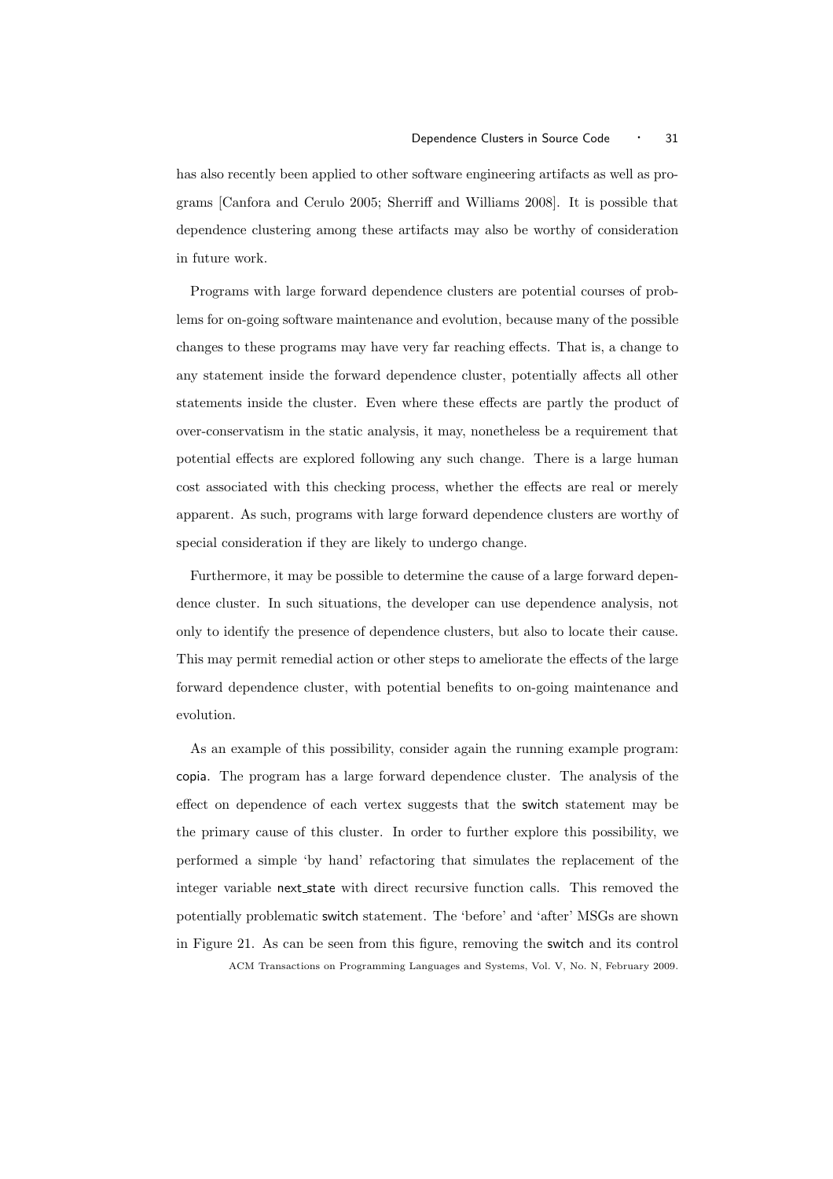has also recently been applied to other software engineering artifacts as well as programs [Canfora and Cerulo 2005; Sherriff and Williams 2008]. It is possible that dependence clustering among these artifacts may also be worthy of consideration in future work.

Programs with large forward dependence clusters are potential courses of problems for on-going software maintenance and evolution, because many of the possible changes to these programs may have very far reaching effects. That is, a change to any statement inside the forward dependence cluster, potentially affects all other statements inside the cluster. Even where these effects are partly the product of over-conservatism in the static analysis, it may, nonetheless be a requirement that potential effects are explored following any such change. There is a large human cost associated with this checking process, whether the effects are real or merely apparent. As such, programs with large forward dependence clusters are worthy of special consideration if they are likely to undergo change.

Furthermore, it may be possible to determine the cause of a large forward dependence cluster. In such situations, the developer can use dependence analysis, not only to identify the presence of dependence clusters, but also to locate their cause. This may permit remedial action or other steps to ameliorate the effects of the large forward dependence cluster, with potential benefits to on-going maintenance and evolution.

As an example of this possibility, consider again the running example program: copia. The program has a large forward dependence cluster. The analysis of the effect on dependence of each vertex suggests that the switch statement may be the primary cause of this cluster. In order to further explore this possibility, we performed a simple 'by hand' refactoring that simulates the replacement of the integer variable next_state with direct recursive function calls. This removed the potentially problematic switch statement. The 'before' and 'after' MSGs are shown in Figure 21. As can be seen from this figure, removing the switch and its control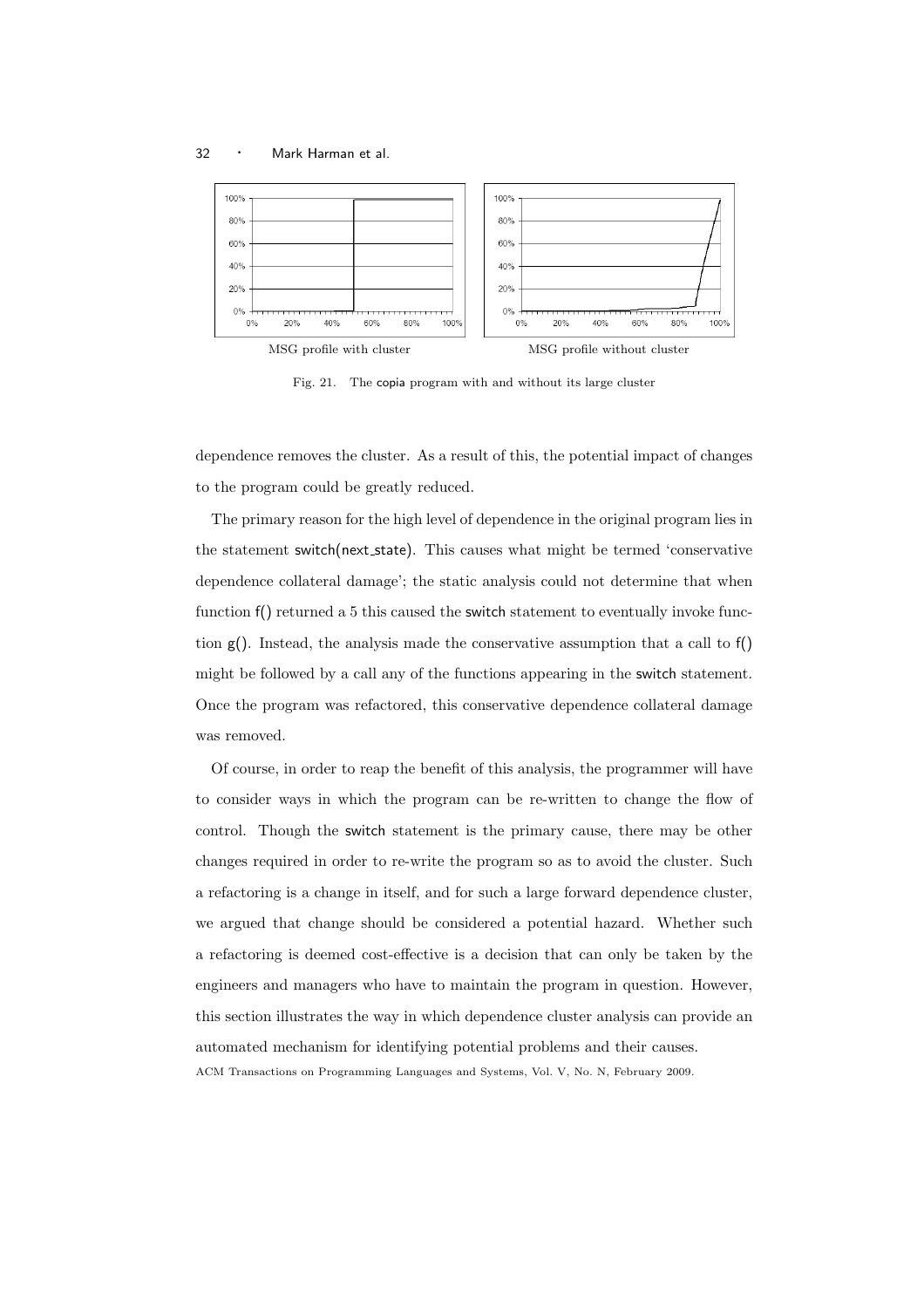MSG profile with cluster

MSG profile without cluster

Fig. 21. The copia program with and without its large cluster

dependence removes the cluster. As a result of this, the potential impact of changes to the program could be greatly reduced.

The primary reason for the high level of dependence in the original program lies in the statement switch(next_state). This causes what might be termed 'conservative dependence collateral damage'; the static analysis could not determine that when function f() returned a 5 this caused the switch statement to eventually invoke function g(). Instead, the analysis made the conservative assumption that a call to f() might be followed by a call any of the functions appearing in the switch statement. Once the program was refactored, this conservative dependence collateral damage was removed.

Of course, in order to reap the benefit of this analysis, the programmer will have to consider ways in which the program can be re-written to change the flow of control. Though the switch statement is the primary cause, there may be other changes required in order to re-write the program so as to avoid the cluster. Such a refactoring is a change in itself, and for such a large forward dependence cluster, we argued that change should be considered a potential hazard. Whether such a refactoring is deemed cost-effective is a decision that can only be taken by the engineers and managers who have to maintain the program in question. However, this section illustrates the way in which dependence cluster analysis can provide an automated mechanism for identifying potential problems and their causes.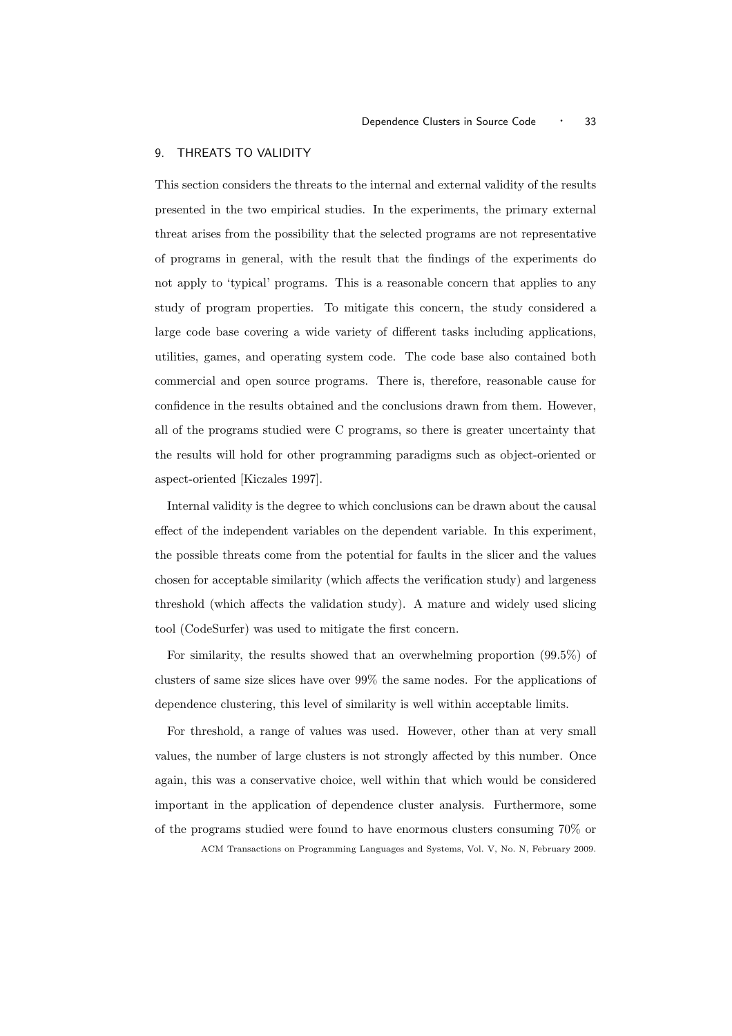## 9. THREATS TO VALIDITY

This section considers the threats to the internal and external validity of the results presented in the two empirical studies. In the experiments, the primary external threat arises from the possibility that the selected programs are not representative of programs in general, with the result that the findings of the experiments do not apply to 'typical' programs. This is a reasonable concern that applies to any study of program properties. To mitigate this concern, the study considered a large code base covering a wide variety of different tasks including applications, utilities, games, and operating system code. The code base also contained both commercial and open source programs. There is, therefore, reasonable cause for confidence in the results obtained and the conclusions drawn from them. However, all of the programs studied were C programs, so there is greater uncertainty that the results will hold for other programming paradigms such as object-oriented or aspect-oriented [Kiczales 1997].

Internal validity is the degree to which conclusions can be drawn about the causal effect of the independent variables on the dependent variable. In this experiment, the possible threats come from the potential for faults in the slicer and the values chosen for acceptable similarity (which affects the verification study) and largeness threshold (which affects the validation study). A mature and widely used slicing tool (CodeSurfer) was used to mitigate the first concern.

For similarity, the results showed that an overwhelming proportion (99.5%) of clusters of same size slices have over 99% the same nodes. For the applications of dependence clustering, this level of similarity is well within acceptable limits.

For threshold, a range of values was used. However, other than at very small values, the number of large clusters is not strongly affected by this number. Once again, this was a conservative choice, well within that which would be considered important in the application of dependence cluster analysis. Furthermore, some of the programs studied were found to have enormous clusters consuming 70% or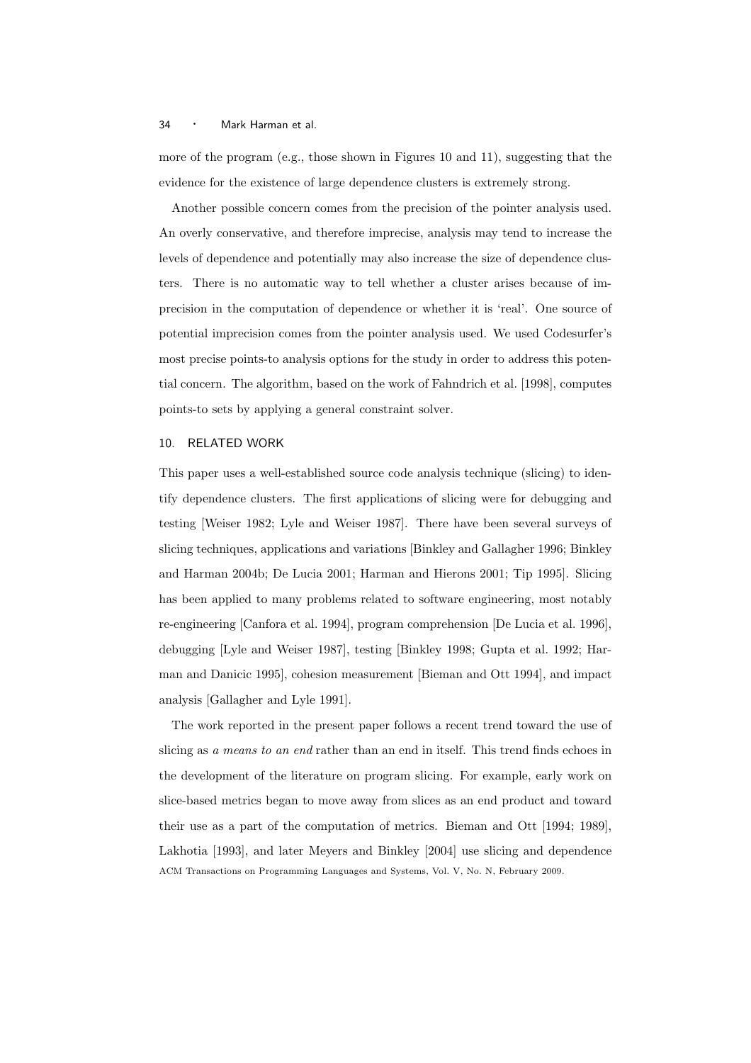more of the program (e.g., those shown in Figures 10 and 11), suggesting that the evidence for the existence of large dependence clusters is extremely strong.

Another possible concern comes from the precision of the pointer analysis used. An overly conservative, and therefore imprecise, analysis may tend to increase the levels of dependence and potentially may also increase the size of dependence clusters. There is no automatic way to tell whether a cluster arises because of imprecision in the computation of dependence or whether it is 'real'. One source of potential imprecision comes from the pointer analysis used. We used Codesurfer's most precise points-to analysis options for the study in order to address this potential concern. The algorithm, based on the work of Fahndrich et al. [1998], computes points-to sets by applying a general constraint solver.

## 10. RELATED WORK

This paper uses a well-established source code analysis technique (slicing) to identify dependence clusters. The first applications of slicing were for debugging and testing [Weiser 1982; Lyle and Weiser 1987]. There have been several surveys of slicing techniques, applications and variations [Binkley and Gallagher 1996; Binkley and Harman 2004b; De Lucia 2001; Harman and Hierons 2001; Tip 1995]. Slicing has been applied to many problems related to software engineering, most notably re-engineering [Canfora et al. 1994], program comprehension [De Lucia et al. 1996], debugging [Lyle and Weiser 1987], testing [Binkley 1998; Gupta et al. 1992; Harman and Danicic 1995], cohesion measurement [Bieman and Ott 1994], and impact analysis [Gallagher and Lyle 1991].

The work reported in the present paper follows a recent trend toward the use of slicing as *a means to an end* rather than an end in itself. This trend finds echoes in the development of the literature on program slicing. For example, early work on slice-based metrics began to move away from slices as an end product and toward their use as a part of the computation of metrics. Bieman and Ott [1994; 1989], Lakhotia [1993], and later Meyers and Binkley [2004] use slicing and dependence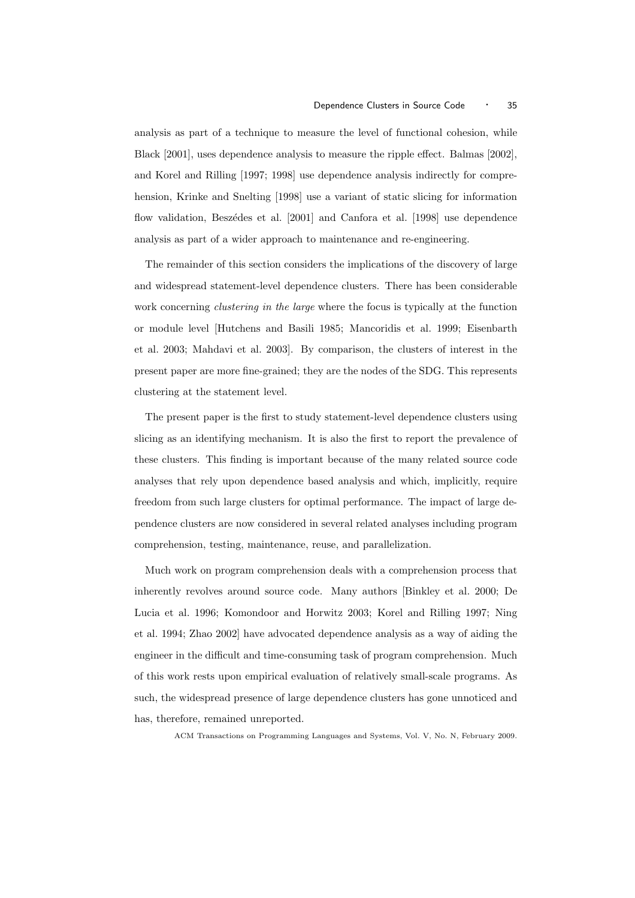analysis as part of a technique to measure the level of functional cohesion, while Black [2001], uses dependence analysis to measure the ripple effect. Balmas [2002], and Korel and Rilling [1997; 1998] use dependence analysis indirectly for comprehension, Krinke and Snelting [1998] use a variant of static slicing for information flow validation, Beszédes et al. [2001] and Canfora et al. [1998] use dependence analysis as part of a wider approach to maintenance and re-engineering.

The remainder of this section considers the implications of the discovery of large and widespread statement-level dependence clusters. There has been considerable work concerning *clustering in the large* where the focus is typically at the function or module level [Hutchens and Basili 1985; Mancoridis et al. 1999; Eisenbarth et al. 2003; Mahdavi et al. 2003]. By comparison, the clusters of interest in the present paper are more fine-grained; they are the nodes of the SDG. This represents clustering at the statement level.

The present paper is the first to study statement-level dependence clusters using slicing as an identifying mechanism. It is also the first to report the prevalence of these clusters. This finding is important because of the many related source code analyses that rely upon dependence based analysis and which, implicitly, require freedom from such large clusters for optimal performance. The impact of large dependence clusters are now considered in several related analyses including program comprehension, testing, maintenance, reuse, and parallelization.

Much work on program comprehension deals with a comprehension process that inherently revolves around source code. Many authors [Binkley et al. 2000; De Lucia et al. 1996; Komondoor and Horwitz 2003; Korel and Rilling 1997; Ning et al. 1994; Zhao 2002] have advocated dependence analysis as a way of aiding the engineer in the difficult and time-consuming task of program comprehension. Much of this work rests upon empirical evaluation of relatively small-scale programs. As such, the widespread presence of large dependence clusters has gone unnoticed and has, therefore, remained unreported.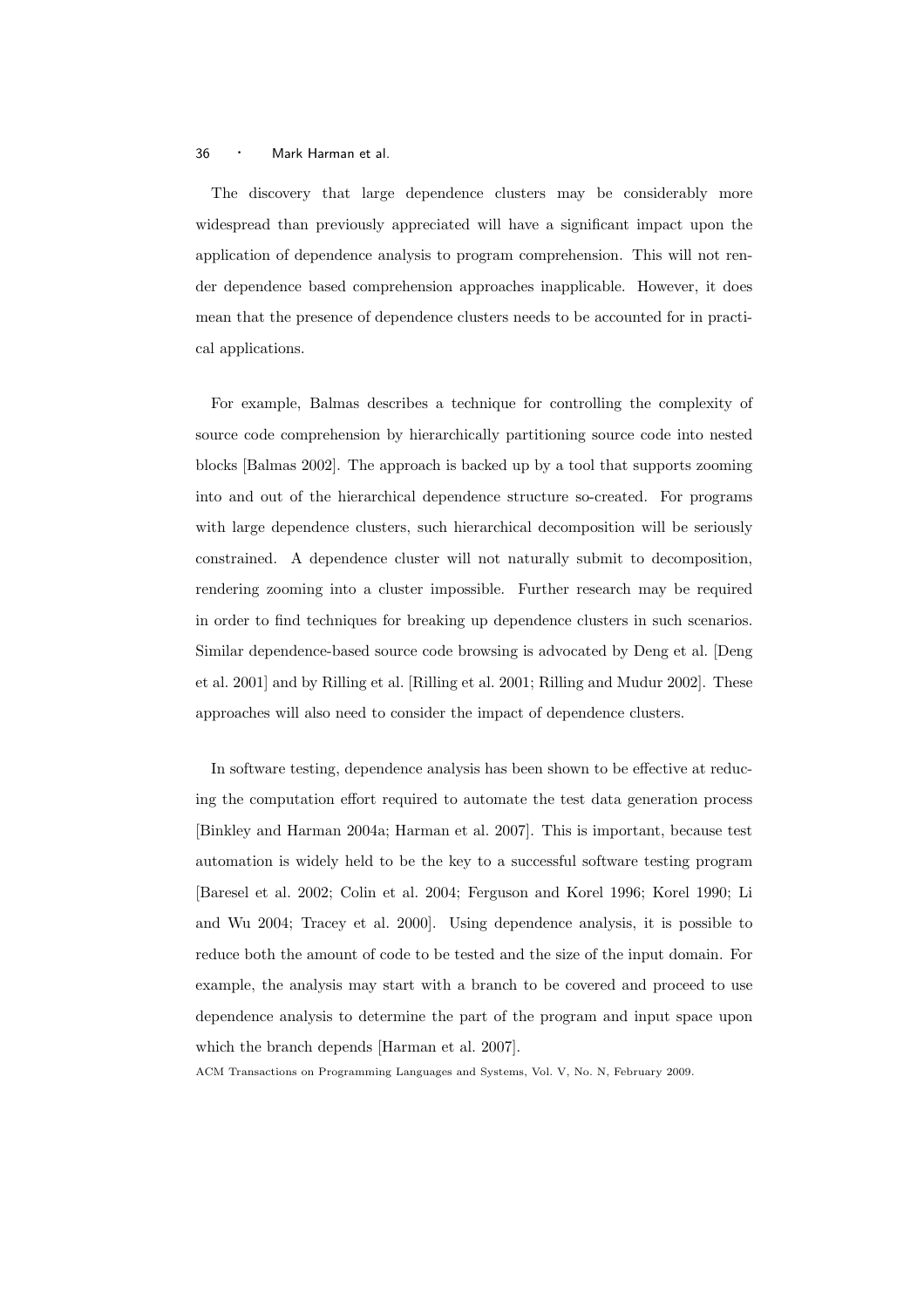The discovery that large dependence clusters may be considerably more widespread than previously appreciated will have a significant impact upon the application of dependence analysis to program comprehension. This will not render dependence based comprehension approaches inapplicable. However, it does mean that the presence of dependence clusters needs to be accounted for in practical applications.

For example, Balmas describes a technique for controlling the complexity of source code comprehension by hierarchically partitioning source code into nested blocks [Balmas 2002]. The approach is backed up by a tool that supports zooming into and out of the hierarchical dependence structure so-created. For programs with large dependence clusters, such hierarchical decomposition will be seriously constrained. A dependence cluster will not naturally submit to decomposition, rendering zooming into a cluster impossible. Further research may be required in order to find techniques for breaking up dependence clusters in such scenarios. Similar dependence-based source code browsing is advocated by Deng et al. [Deng et al. 2001] and by Rilling et al. [Rilling et al. 2001; Rilling and Mudur 2002]. These approaches will also need to consider the impact of dependence clusters.

In software testing, dependence analysis has been shown to be effective at reducing the computation effort required to automate the test data generation process [Binkley and Harman 2004a; Harman et al. 2007]. This is important, because test automation is widely held to be the key to a successful software testing program [Baresel et al. 2002; Colin et al. 2004; Ferguson and Korel 1996; Korel 1990; Li and Wu 2004; Tracey et al. 2000]. Using dependence analysis, it is possible to reduce both the amount of code to be tested and the size of the input domain. For example, the analysis may start with a branch to be covered and proceed to use dependence analysis to determine the part of the program and input space upon which the branch depends [Harman et al. 2007].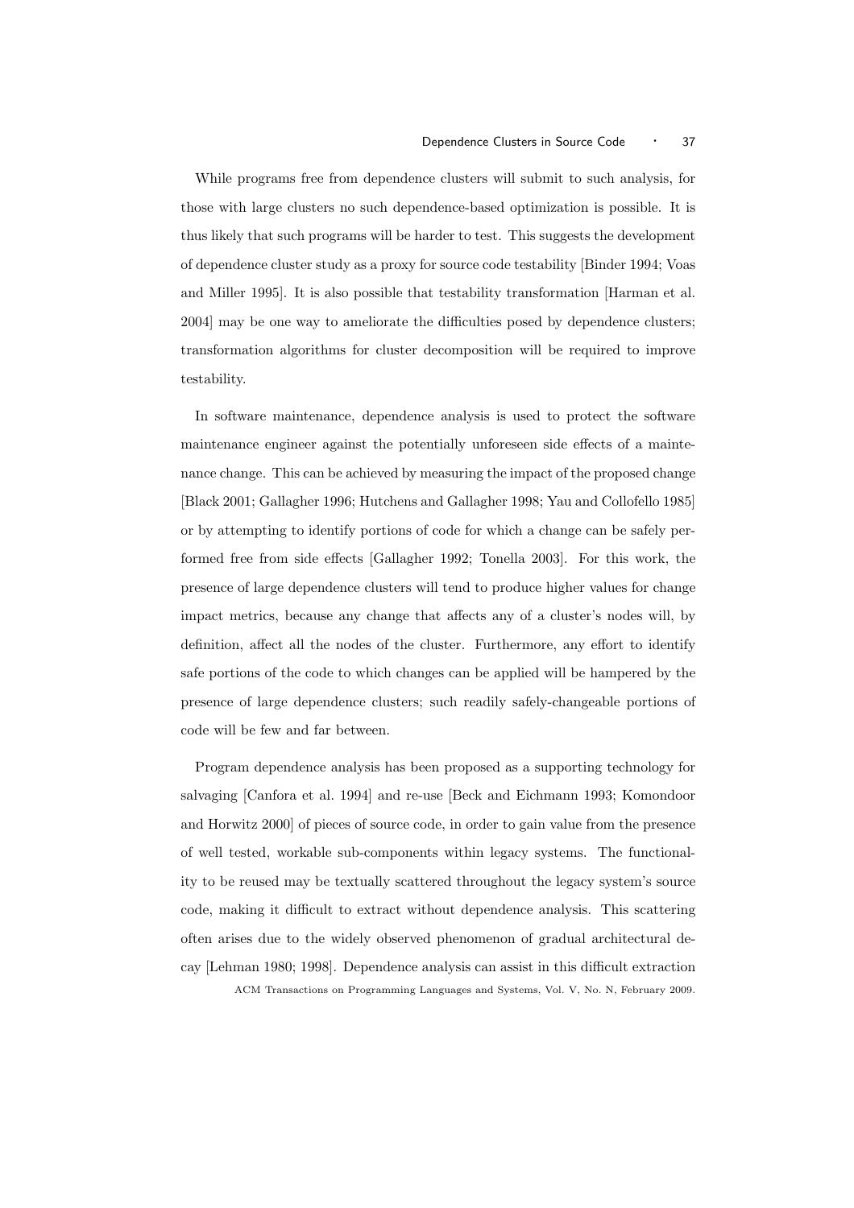While programs free from dependence clusters will submit to such analysis, for those with large clusters no such dependence-based optimization is possible. It is thus likely that such programs will be harder to test. This suggests the development of dependence cluster study as a proxy for source code testability [Binder 1994; Voas and Miller 1995]. It is also possible that testability transformation [Harman et al. 2004] may be one way to ameliorate the difficulties posed by dependence clusters; transformation algorithms for cluster decomposition will be required to improve testability.

In software maintenance, dependence analysis is used to protect the software maintenance engineer against the potentially unforeseen side effects of a maintenance change. This can be achieved by measuring the impact of the proposed change [Black 2001; Gallagher 1996; Hutchens and Gallagher 1998; Yau and Collofello 1985] or by attempting to identify portions of code for which a change can be safely performed free from side effects [Gallagher 1992; Tonella 2003]. For this work, the presence of large dependence clusters will tend to produce higher values for change impact metrics, because any change that affects any of a cluster's nodes will, by definition, affect all the nodes of the cluster. Furthermore, any effort to identify safe portions of the code to which changes can be applied will be hampered by the presence of large dependence clusters; such readily safely-changeable portions of code will be few and far between.

Program dependence analysis has been proposed as a supporting technology for salvaging [Canfora et al. 1994] and re-use [Beck and Eichmann 1993; Komondoor and Horwitz 2000] of pieces of source code, in order to gain value from the presence of well tested, workable sub-components within legacy systems. The functionality to be reused may be textually scattered throughout the legacy system's source code, making it difficult to extract without dependence analysis. This scattering often arises due to the widely observed phenomenon of gradual architectural decay [Lehman 1980; 1998]. Dependence analysis can assist in this difficult extraction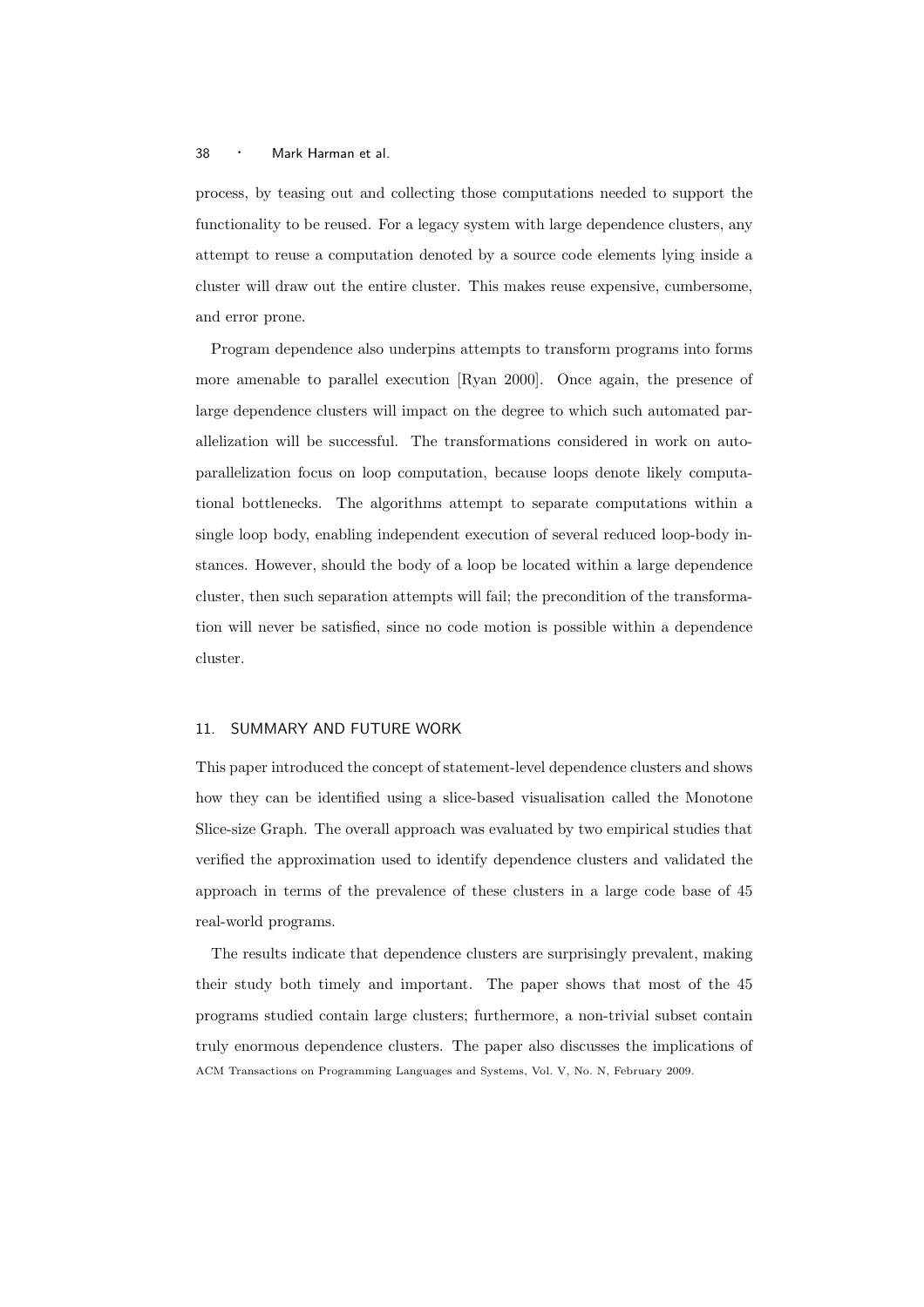process, by teasing out and collecting those computations needed to support the functionality to be reused. For a legacy system with large dependence clusters, any attempt to reuse a computation denoted by a source code elements lying inside a cluster will draw out the entire cluster. This makes reuse expensive, cumbersome, and error prone.

Program dependence also underpins attempts to transform programs into forms more amenable to parallel execution [Ryan 2000]. Once again, the presence of large dependence clusters will impact on the degree to which such automated parallelization will be successful. The transformations considered in work on auto-parallelization focus on loop computation, because loops denote likely computational bottlenecks. The algorithms attempt to separate computations within a single loop body, enabling independent execution of several reduced loop-body instances. However, should the body of a loop be located within a large dependence cluster, then such separation attempts will fail; the precondition of the transformation will never be satisfied, since no code motion is possible within a dependence cluster.

## 11. SUMMARY AND FUTURE WORK

This paper introduced the concept of statement-level dependence clusters and shows how they can be identified using a slice-based visualisation called the Monotone Slice-size Graph. The overall approach was evaluated by two empirical studies that verified the approximation used to identify dependence clusters and validated the approach in terms of the prevalence of these clusters in a large code base of 45 real-world programs.

The results indicate that dependence clusters are surprisingly prevalent, making their study both timely and important. The paper shows that most of the 45 programs studied contain large clusters; furthermore, a non-trivial subset contain truly enormous dependence clusters. The paper also discusses the implications of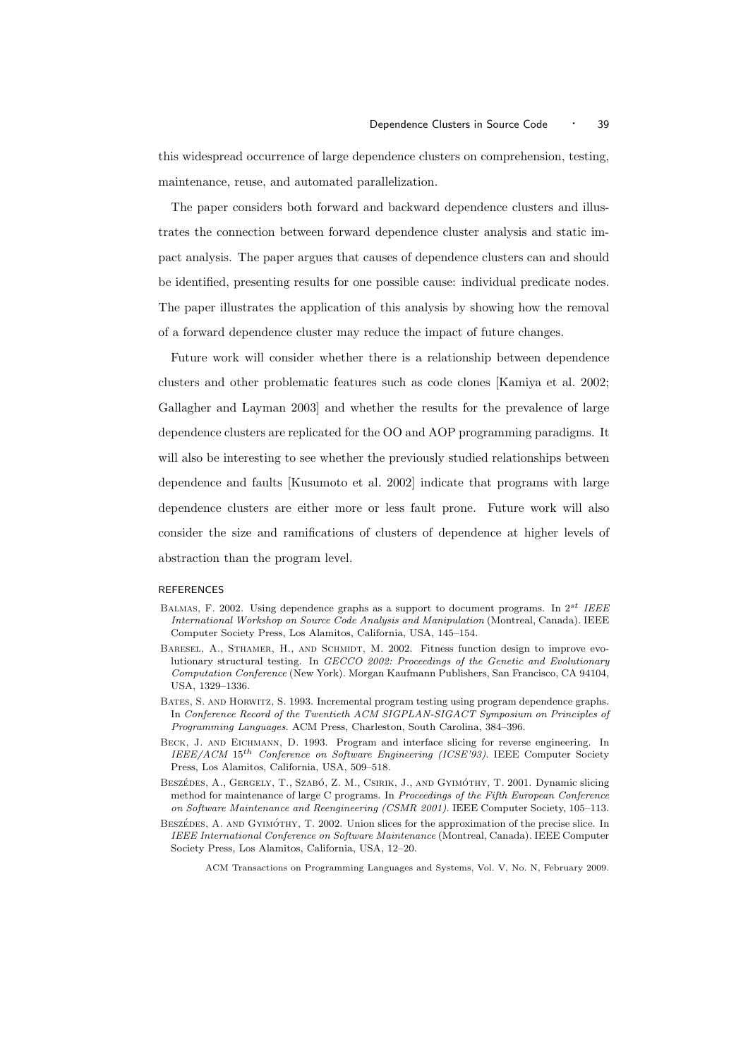this widespread occurrence of large dependence clusters on comprehension, testing, maintenance, reuse, and automated parallelization.

The paper considers both forward and backward dependence clusters and illustrates the connection between forward dependence cluster analysis and static impact analysis. The paper argues that causes of dependence clusters can and should be identified, presenting results for one possible cause: individual predicate nodes. The paper illustrates the application of this analysis by showing how the removal of a forward dependence cluster may reduce the impact of future changes.

Future work will consider whether there is a relationship between dependence clusters and other problematic features such as code clones [Kamiya et al. 2002; Gallagher and Layman 2003] and whether the results for the prevalence of large dependence clusters are replicated for the OO and AOP programming paradigms. It will also be interesting to see whether the previously studied relationships between dependence and faults [Kusumoto et al. 2002] indicate that programs with large dependence clusters are either more or less fault prone. Future work will also consider the size and ramifications of clusters of dependence at higher levels of abstraction than the program level.

## REFERENCES

Balmas, F. 2002. Using dependence graphs as a support to document programs. In $2^{st}$ *IEEE International Workshop on Source Code Analysis and Manipulation* (Montreal, Canada). IEEE Computer Society Press, Los Alamitos, California, USA, 145–154.

Baresel, A., Sthamer, H., and Schmidt, M. 2002. Fitness function design to improve evolutionary structural testing. In *GECCO 2002: Proceedings of the Genetic and Evolutionary Computation Conference* (New York). Morgan Kaufmann Publishers, San Francisco, CA 94104, USA, 1329–1336.

Bates, S. and Horwitz, S. 1993. Incremental program testing using program dependence graphs. In *Conference Record of the Twentieth ACM SIGPLAN-SIGACT Symposium on Principles of Programming Languages*. ACM Press, Charleston, South Carolina, 384–396.

Beck, J. and Eichmann, D. 1993. Program and interface slicing for reverse engineering. In *IEEE/ACM* $15^{th}$ *Conference on Software Engineering (ICSE'93)*. IEEE Computer Society Press, Los Alamitos, California, USA, 509–518.

Beszédes, A., Gergely, T., Szabó, Z. M., Csirik, J., and Gyimóthy, T. 2001. Dynamic slicing method for maintenance of large C programs. In *Proceedings of the Fifth European Conference on Software Maintenance and Reengineering (CSMR 2001)*. IEEE Computer Society, 105–113.

Beszédes, A. and Gyimóthy, T. 2002. Union slices for the approximation of the precise slice. In *IEEE International Conference on Software Maintenance* (Montreal, Canada). IEEE Computer Society Press, Los Alamitos, California, USA, 12–20.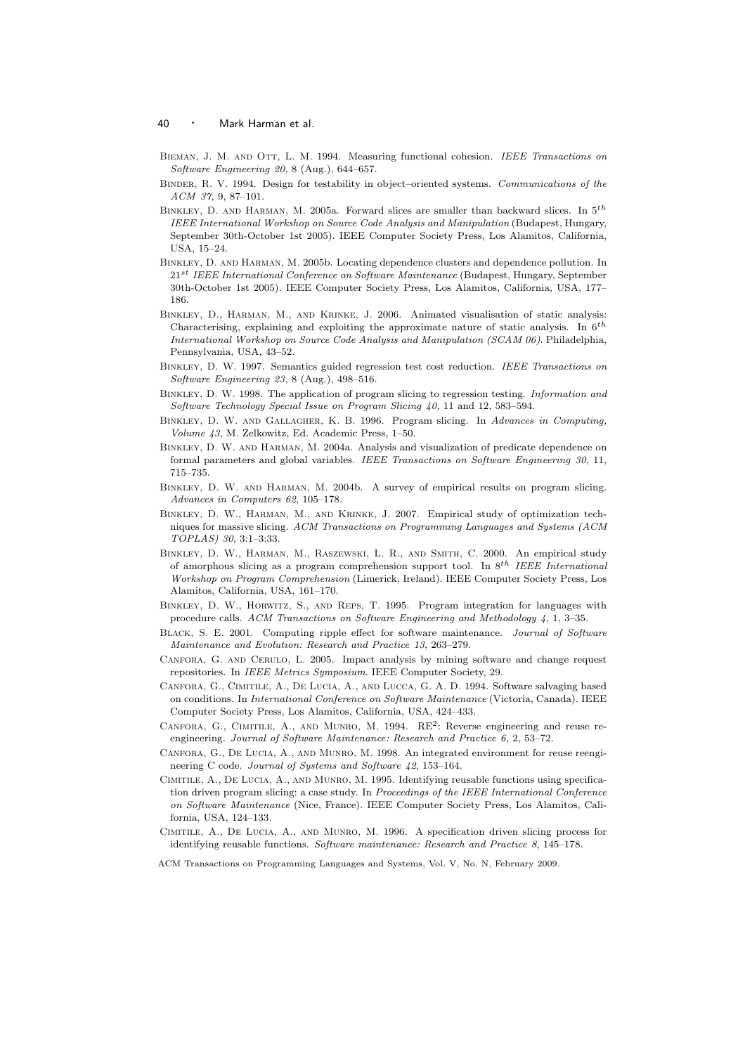Bieman, J. M. and Ott, L. M. 1994. Measuring functional cohesion. *IEEE Transactions on Software Engineering 20,* 8 (Aug.), 644–657.

Binder, R. V. 1994. Design for testability in object–oriented systems. *Communications of the ACM 37,* 9, 87–101.

Binkley, D. and Harman, M. 2005a. Forward slices are smaller than backward slices. In $5^{th}$ *IEEE International Workshop on Source Code Analysis and Manipulation* (Budapest, Hungary, September 30th-October 1st 2005). IEEE Computer Society Press, Los Alamitos, California, USA, 15–24.

Binkley, D. and Harman, M. 2005b. Locating dependence clusters and dependence pollution. In $21^{st}$ *IEEE International Conference on Software Maintenance* (Budapest, Hungary, September 30th-October 1st 2005). IEEE Computer Society Press, Los Alamitos, California, USA, 177–186.

Binkley, D., Harman, M., and Krinke, J. 2006. Animated visualisation of static analysis: Characterising, explaining and exploiting the approximate nature of static analysis. In $6^{th}$ *International Workshop on Source Code Analysis and Manipulation (SCAM 06)*. Philadelphia, Pennsylvania, USA, 43–52.

Binkley, D. W. 1997. Semantics guided regression test cost reduction. *IEEE Transactions on Software Engineering 23,* 8 (Aug.), 498–516.

Binkley, D. W. 1998. The application of program slicing to regression testing. *Information and Software Technology Special Issue on Program Slicing 40*, 11 and 12, 583–594.

Binkley, D. W. and Gallagher, K. B. 1996. Program slicing. In *Advances in Computing, Volume 43*, M. Zelkowitz, Ed. Academic Press, 1–50.

Binkley, D. W. and Harman, M. 2004a. Analysis and visualization of predicate dependence on formal parameters and global variables. *IEEE Transactions on Software Engineering 30,* 11, 715–735.

Binkley, D. W. and Harman, M. 2004b. A survey of empirical results on program slicing. *Advances in Computers 62*, 105–178.

Binkley, D. W., Harman, M., and Krinke, J. 2007. Empirical study of optimization techniques for massive slicing. *ACM Transactions on Programming Languages and Systems (ACM TOPLAS) 30*, 3:1–3:33.

Binkley, D. W., Harman, M., Raszewski, L. R., and Smith, C. 2000. An empirical study of amorphous slicing as a program comprehension support tool. In $8^{th}$ *IEEE International Workshop on Program Comprehension* (Limerick, Ireland). IEEE Computer Society Press, Los Alamitos, California, USA, 161–170.

Binkley, D. W., Horwitz, S., and Reps, T. 1995. Program integration for languages with procedure calls. *ACM Transactions on Software Engineering and Methodology 4,* 1, 3–35.

Black, S. E. 2001. Computing ripple effect for software maintenance. *Journal of Software Maintenance and Evolution: Research and Practice 13*, 263–279.

Canfora, G. and Cerulo, L. 2005. Impact analysis by mining software and change request repositories. In *IEEE Metrics Symposium*. IEEE Computer Society, 29.

Canfora, G., Cimitile, A., De Lucia, A., and Lucca, G. A. D. 1994. Software salvaging based on conditions. In *International Conference on Software Maintenance* (Victoria, Canada). IEEE Computer Society Press, Los Alamitos, California, USA, 424–433.

Canfora, G., Cimitile, A., and Munro, M. 1994. $RE^2$: Reverse engineering and reuse re-engineering. *Journal of Software Maintenance: Research and Practice 6,* 2, 53–72.

Canfora, G., De Lucia, A., and Munro, M. 1998. An integrated environment for reuse reengineering C code. *Journal of Systems and Software 42*, 153–164.

Cimitile, A., De Lucia, A., and Munro, M. 1995. Identifying reusable functions using specification driven program slicing: a case study. In *Proceedings of the IEEE International Conference on Software Maintenance* (Nice, France). IEEE Computer Society Press, Los Alamitos, California, USA, 124–133.

Cimitile, A., De Lucia, A., and Munro, M. 1996. A specification driven slicing process for identifying reusable functions. *Software maintenance: Research and Practice 8*, 145–178.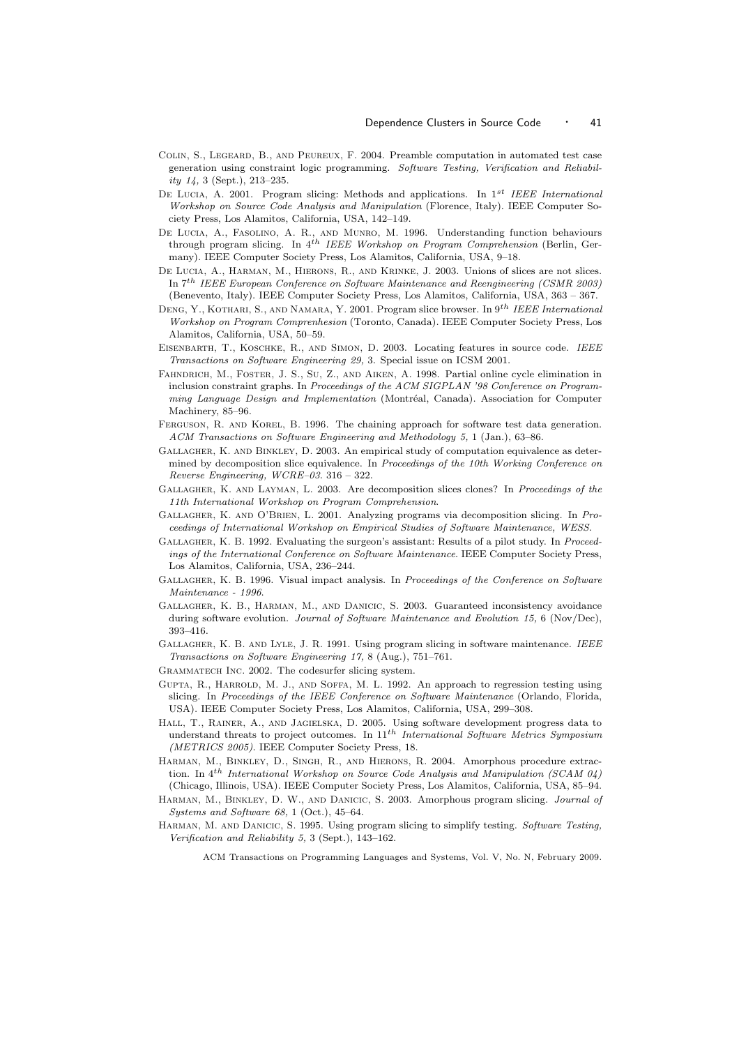Colin, S., Legeard, B., and Peureux, F. 2004. Preamble computation in automated test case generation using constraint logic programming. *Software Testing, Verification and Reliability 14,* 3 (Sept.), 213–235.

De Lucia, A. 2001. Program slicing: Methods and applications. In $1^{st}$ *IEEE International Workshop on Source Code Analysis and Manipulation* (Florence, Italy). IEEE Computer Society Press, Los Alamitos, California, USA, 142–149.

De Lucia, A., Fasolino, A. R., and Munro, M. 1996. Understanding function behaviours through program slicing. In $4^{th}$ *IEEE Workshop on Program Comprehension* (Berlin, Germany). IEEE Computer Society Press, Los Alamitos, California, USA, 9–18.

De Lucia, A., Harman, M., Hierons, R., and Krinke, J. 2003. Unions of slices are not slices. In $7^{th}$ *IEEE European Conference on Software Maintenance and Reengineering (CSMR 2003)* (Benevento, Italy). IEEE Computer Society Press, Los Alamitos, California, USA, 363 – 367.

Deng, Y., Kothari, S., and Namara, Y. 2001. Program slice browser. In $9^{th}$ *IEEE International Workshop on Program Comprenhesion* (Toronto, Canada). IEEE Computer Society Press, Los Alamitos, California, USA, 50–59.

Eisenbarth, T., Koschke, R., and Simon, D. 2003. Locating features in source code. *IEEE Transactions on Software Engineering 29,* 3. Special issue on ICSM 2001.

Fahndrich, M., Foster, J. S., Su, Z., and Aiken, A. 1998. Partial online cycle elimination in inclusion constraint graphs. In *Proceedings of the ACM SIGPLAN '98 Conference on Programming Language Design and Implementation* (Montréal, Canada). Association for Computer Machinery, 85–96.

Ferguson, R. and Korel, B. 1996. The chaining approach for software test data generation. *ACM Transactions on Software Engineering and Methodology 5,* 1 (Jan.), 63–86.

Gallagher, K. and Binkley, D. 2003. An empirical study of computation equivalence as determined by decomposition slice equivalence. In *Proceedings of the 10th Working Conference on Reverse Engineering, WCRE–03*. 316 – 322.

Gallagher, K. and Layman, L. 2003. Are decomposition slices clones? In *Proceedings of the 11th International Workshop on Program Comprehension*.

Gallagher, K. and O'Brien, L. 2001. Analyzing programs via decomposition slicing. In *Proceedings of International Workshop on Empirical Studies of Software Maintenance, WESS*.

Gallagher, K. B. 1992. Evaluating the surgeon's assistant: Results of a pilot study. In *Proceedings of the International Conference on Software Maintenance*. IEEE Computer Society Press, Los Alamitos, California, USA, 236–244.

Gallagher, K. B. 1996. Visual impact analysis. In *Proceedings of the Conference on Software Maintenance - 1996*.

Gallagher, K. B., Harman, M., and Danicic, S. 2003. Guaranteed inconsistency avoidance during software evolution. *Journal of Software Maintenance and Evolution 15,* 6 (Nov/Dec), 393–416.

Gallagher, K. B. and Lyle, J. R. 1991. Using program slicing in software maintenance. *IEEE Transactions on Software Engineering 17,* 8 (Aug.), 751–761.

Grammatech Inc. 2002. The codesurfer slicing system.

Gupta, R., Harrold, M. J., and Soffa, M. L. 1992. An approach to regression testing using slicing. In *Proceedings of the IEEE Conference on Software Maintenance* (Orlando, Florida, USA). IEEE Computer Society Press, Los Alamitos, California, USA, 299–308.

Hall, T., Rainer, A., and Jagielska, D. 2005. Using software development progress data to understand threats to project outcomes. In $11^{th}$ *International Software Metrics Symposium (METRICS 2005)*. IEEE Computer Society Press, 18.

Harman, M., Binkley, D., Singh, R., and Hierons, R. 2004. Amorphous procedure extraction. In $4^{th}$ *International Workshop on Source Code Analysis and Manipulation (SCAM 04)* (Chicago, Illinois, USA). IEEE Computer Society Press, Los Alamitos, California, USA, 85–94.

Harman, M., Binkley, D. W., and Danicic, S. 2003. Amorphous program slicing. *Journal of Systems and Software 68,* 1 (Oct.), 45–64.

Harman, M. and Danicic, S. 1995. Using program slicing to simplify testing. *Software Testing, Verification and Reliability 5,* 3 (Sept.), 143–162.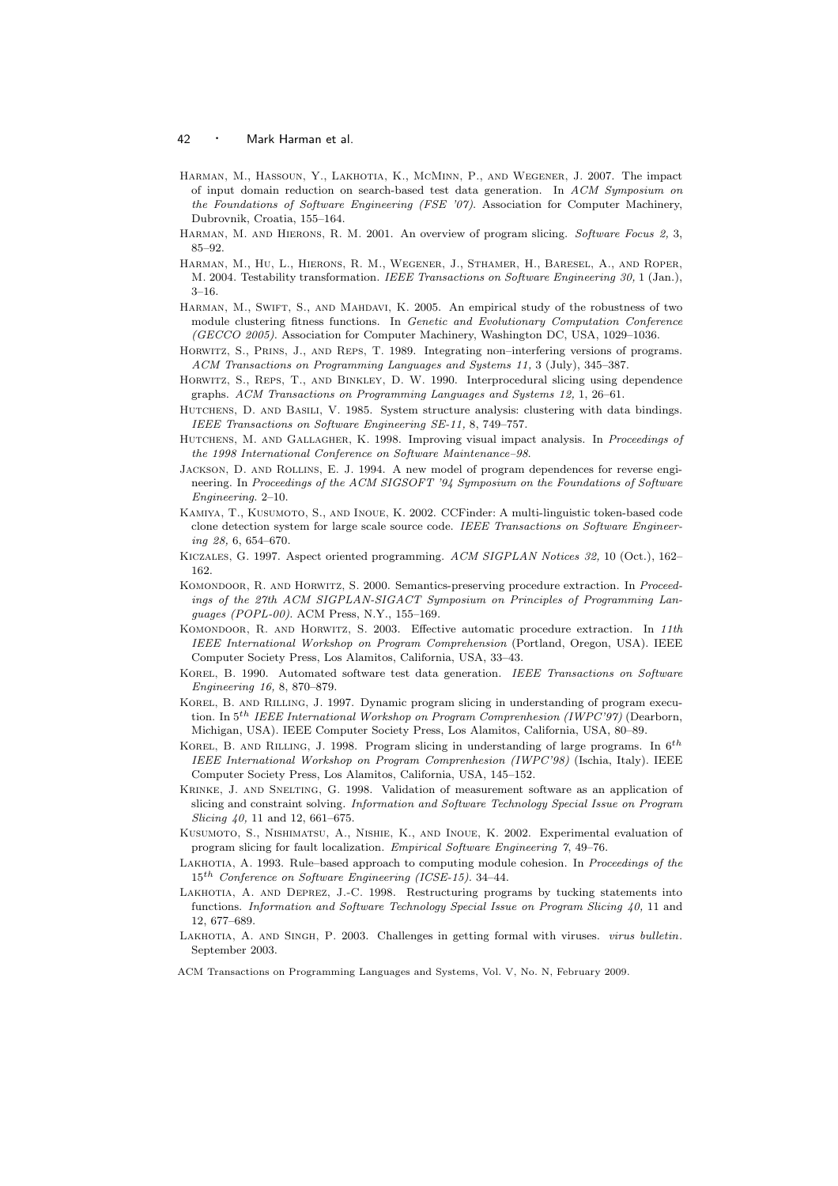Harman, M., Hassoun, Y., Lakhotia, K., McMinn, P., and Wegener, J. 2007. The impact of input domain reduction on search-based test data generation. In *ACM Symposium on the Foundations of Software Engineering (FSE '07)*. Association for Computer Machinery, Dubrovnik, Croatia, 155–164.

Harman, M. and Hierons, R. M. 2001. An overview of program slicing. *Software Focus 2,* 3, 85–92.

Harman, M., Hu, L., Hierons, R. M., Wegener, J., Sthamer, H., Baresel, A., and Roper, M. 2004. Testability transformation. *IEEE Transactions on Software Engineering 30,* 1 (Jan.), 3–16.

Harman, M., Swift, S., and Mahdavi, K. 2005. An empirical study of the robustness of two module clustering fitness functions. In *Genetic and Evolutionary Computation Conference (GECCO 2005)*. Association for Computer Machinery, Washington DC, USA, 1029–1036.

Horwitz, S., Prins, J., and Reps, T. 1989. Integrating non–interfering versions of programs. *ACM Transactions on Programming Languages and Systems 11,* 3 (July), 345–387.

Horwitz, S., Reps, T., and Binkley, D. W. 1990. Interprocedural slicing using dependence graphs. *ACM Transactions on Programming Languages and Systems 12,* 1, 26–61.

Hutchens, D. and Basili, V. 1985. System structure analysis: clustering with data bindings. *IEEE Transactions on Software Engineering SE-11,* 8, 749–757.

Hutchens, M. and Gallagher, K. 1998. Improving visual impact analysis. In *Proceedings of the 1998 International Conference on Software Maintenance–98*.

Jackson, D. and Rollins, E. J. 1994. A new model of program dependences for reverse engineering. In *Proceedings of the ACM SIGSOFT '94 Symposium on the Foundations of Software Engineering*. 2–10.

Kamiya, T., Kusumoto, S., and Inoue, K. 2002. CCFinder: A multi-linguistic token-based code clone detection system for large scale source code. *IEEE Transactions on Software Engineering 28,* 6, 654–670.

Kiczales, G. 1997. Aspect oriented programming. *ACM SIGPLAN Notices 32,* 10 (Oct.), 162–162.

Komondoor, R. and Horwitz, S. 2000. Semantics-preserving procedure extraction. In *Proceedings of the 27th ACM SIGPLAN-SIGACT Symposium on Principles of Programming Languages (POPL-00)*. ACM Press, N.Y., 155–169.

Komondoor, R. and Horwitz, S. 2003. Effective automatic procedure extraction. In *11th IEEE International Workshop on Program Comprehension* (Portland, Oregon, USA). IEEE Computer Society Press, Los Alamitos, California, USA, 33–43.

Korel, B. 1990. Automated software test data generation. *IEEE Transactions on Software Engineering 16,* 8, 870–879.

Korel, B. and Rilling, J. 1997. Dynamic program slicing in understanding of program execution. In $5^{th}$ *IEEE International Workshop on Program Comprenhesion (IWPC'97)* (Dearborn, Michigan, USA). IEEE Computer Society Press, Los Alamitos, California, USA, 80–89.

Korel, B. and Rilling, J. 1998. Program slicing in understanding of large programs. In $6^{th}$ *IEEE International Workshop on Program Comprenhesion (IWPC'98)* (Ischia, Italy). IEEE Computer Society Press, Los Alamitos, California, USA, 145–152.

Krinke, J. and Snelting, G. 1998. Validation of measurement software as an application of slicing and constraint solving. *Information and Software Technology Special Issue on Program Slicing 40,* 11 and 12, 661–675.

Kusumoto, S., Nishimatsu, A., Nishie, K., and Inoue, K. 2002. Experimental evaluation of program slicing for fault localization. *Empirical Software Engineering 7,* 49–76.

Lakhotia, A. 1993. Rule–based approach to computing module cohesion. In *Proceedings of the* $15^{th}$ *Conference on Software Engineering (ICSE-15)*. 34–44.

Lakhotia, A. and Deprez, J.-C. 1998. Restructuring programs by tucking statements into functions. *Information and Software Technology Special Issue on Program Slicing 40,* 11 and 12, 677–689.

Lakhotia, A. and Singh, P. 2003. Challenges in getting formal with viruses. *virus bulletin*. September 2003.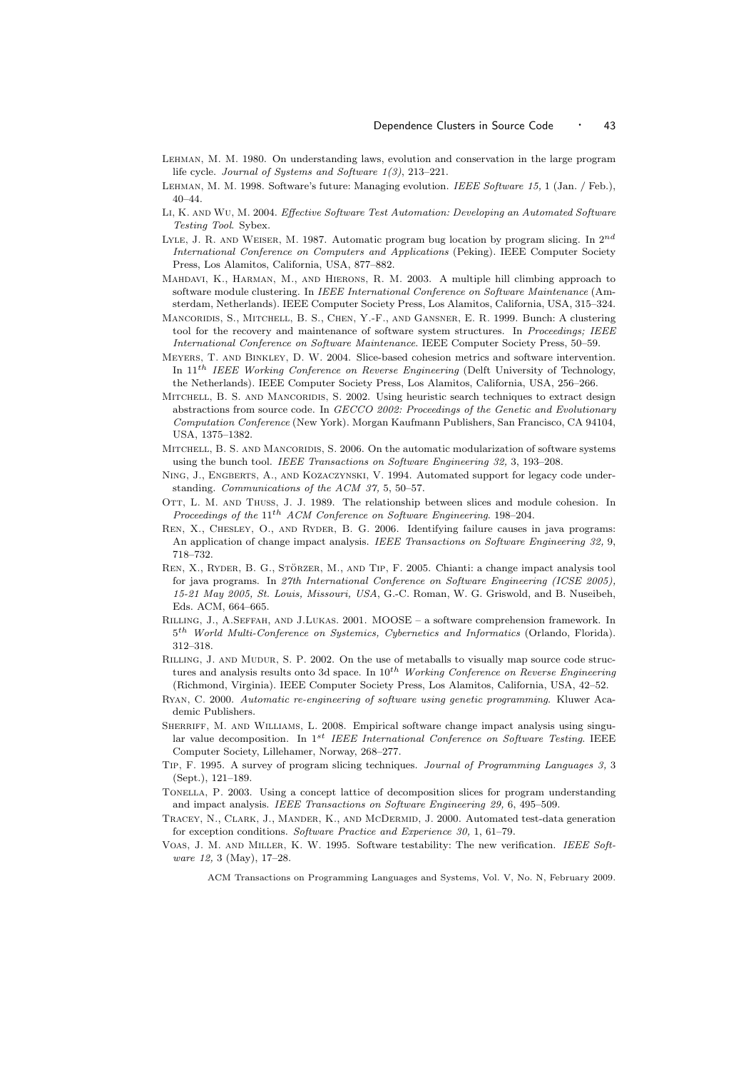Lehman, M. M. 1980. On understanding laws, evolution and conservation in the large program life cycle. *Journal of Systems and Software 1(3)*, 213–221.

Lehman, M. M. 1998. Software's future: Managing evolution. *IEEE Software 15,* 1 (Jan. / Feb.), 40–44.

Li, K. and Wu, M. 2004. *Effective Software Test Automation: Developing an Automated Software Testing Tool*. Sybex.

Lyle, J. R. and Weiser, M. 1987. Automatic program bug location by program slicing. In $2^{nd}$ *International Conference on Computers and Applications* (Peking). IEEE Computer Society Press, Los Alamitos, California, USA, 877–882.

Mahdavi, K., Harman, M., and Hierons, R. M. 2003. A multiple hill climbing approach to software module clustering. In *IEEE International Conference on Software Maintenance* (Amsterdam, Netherlands). IEEE Computer Society Press, Los Alamitos, California, USA, 315–324.

Mancoridis, S., Mitchell, B. S., Chen, Y.-F., and Gansner, E. R. 1999. Bunch: A clustering tool for the recovery and maintenance of software system structures. In *Proceedings; IEEE International Conference on Software Maintenance*. IEEE Computer Society Press, 50–59.

Meyers, T. and Binkley, D. W. 2004. Slice-based cohesion metrics and software intervention. In $11^{th}$ *IEEE Working Conference on Reverse Engineering* (Delft University of Technology, the Netherlands). IEEE Computer Society Press, Los Alamitos, California, USA, 256–266.

Mitchell, B. S. and Mancoridis, S. 2002. Using heuristic search techniques to extract design abstractions from source code. In *GECCO 2002: Proceedings of the Genetic and Evolutionary Computation Conference* (New York). Morgan Kaufmann Publishers, San Francisco, CA 94104, USA, 1375–1382.

Mitchell, B. S. and Mancoridis, S. 2006. On the automatic modularization of software systems using the bunch tool. *IEEE Transactions on Software Engineering 32,* 3, 193–208.

Ning, J., Engberts, A., and Kozaczynski, V. 1994. Automated support for legacy code understanding. *Communications of the ACM 37,* 5, 50–57.

Ott, L. M. and Thuss, J. J. 1989. The relationship between slices and module cohesion. In *Proceedings of the* $11^{th}$ *ACM Conference on Software Engineering*. 198–204.

Ren, X., Chesley, O., and Ryder, B. G. 2006. Identifying failure causes in java programs: An application of change impact analysis. *IEEE Transactions on Software Engineering 32,* 9, 718–732.

Ren, X., Ryder, B. G., Störzer, M., and Tip, F. 2005. Chianti: a change impact analysis tool for java programs. In *27th International Conference on Software Engineering (ICSE 2005), 15-21 May 2005, St. Louis, Missouri, USA*, G.-C. Roman, W. G. Griswold, and B. Nuseibeh, Eds. ACM, 664–665.

Rilling, J., A.Seffah, and J.Lukas. 2001. MOOSE – a software comprehension framework. In $5^{th}$ *World Multi-Conference on Systemics, Cybernetics and Informatics* (Orlando, Florida). 312–318.

Rilling, J. and Mudur, S. P. 2002. On the use of metaballs to visually map source code structures and analysis results onto 3d space. In $10^{th}$ *Working Conference on Reverse Engineering* (Richmond, Virginia). IEEE Computer Society Press, Los Alamitos, California, USA, 42–52.

Ryan, C. 2000. *Automatic re-engineering of software using genetic programming*. Kluwer Academic Publishers.

Sherriff, M. and Williams, L. 2008. Empirical software change impact analysis using singular value decomposition. In $1^{st}$ *IEEE International Conference on Software Testing*. IEEE Computer Society, Lillehamer, Norway, 268–277.

Tip, F. 1995. A survey of program slicing techniques. *Journal of Programming Languages 3,* 3 (Sept.), 121–189.

Tonella, P. 2003. Using a concept lattice of decomposition slices for program understanding and impact analysis. *IEEE Transactions on Software Engineering 29,* 6, 495–509.

Tracey, N., Clark, J., Mander, K., and McDermid, J. 2000. Automated test-data generation for exception conditions. *Software Practice and Experience 30,* 1, 61–79.

Voas, J. M. and Miller, K. W. 1995. Software testability: The new verification. *IEEE Software 12,* 3 (May), 17–28.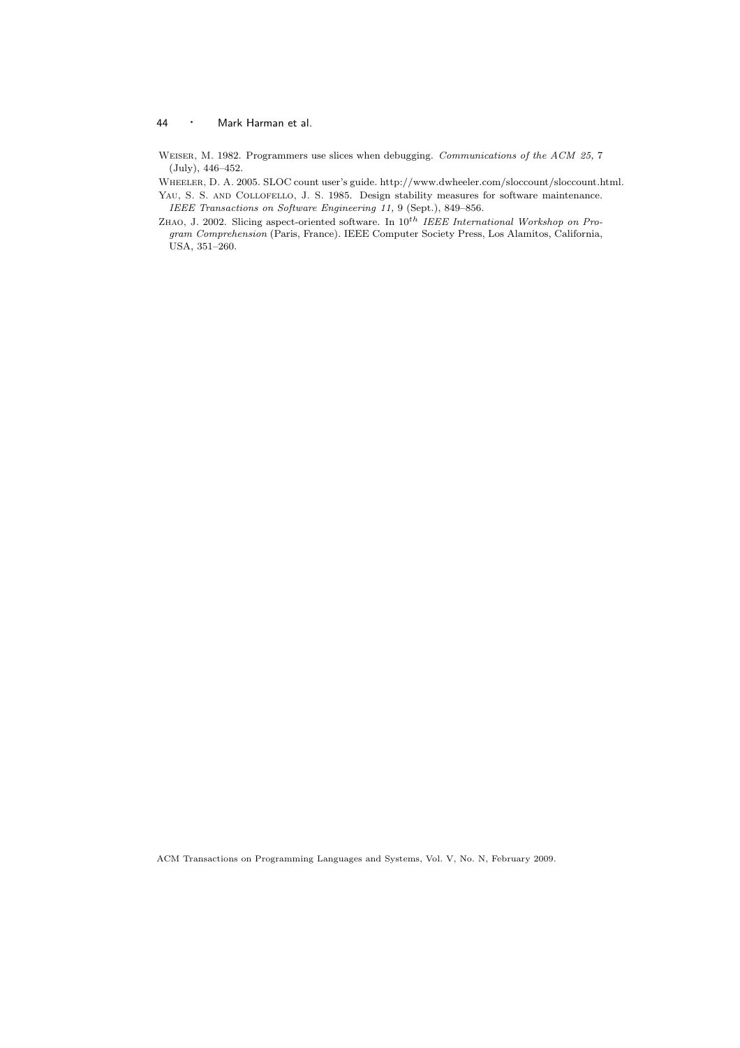Weiser, M. 1982. Programmers use slices when debugging. *Communications of the ACM 25,* 7 (July), 446–452.

Wheeler, D. A. 2005. SLOC count user's guide. http://www.dwheeler.com/sloccount/sloccount.html.

Yau, S. S. and Collofello, J. S. 1985. Design stability measures for software maintenance. *IEEE Transactions on Software Engineering 11,* 9 (Sept.), 849–856.

Zhao, J. 2002. Slicing aspect-oriented software. In $10^{th}$ *IEEE International Workshop on Program Comprehension* (Paris, France). IEEE Computer Society Press, Los Alamitos, California, USA, 351–260.